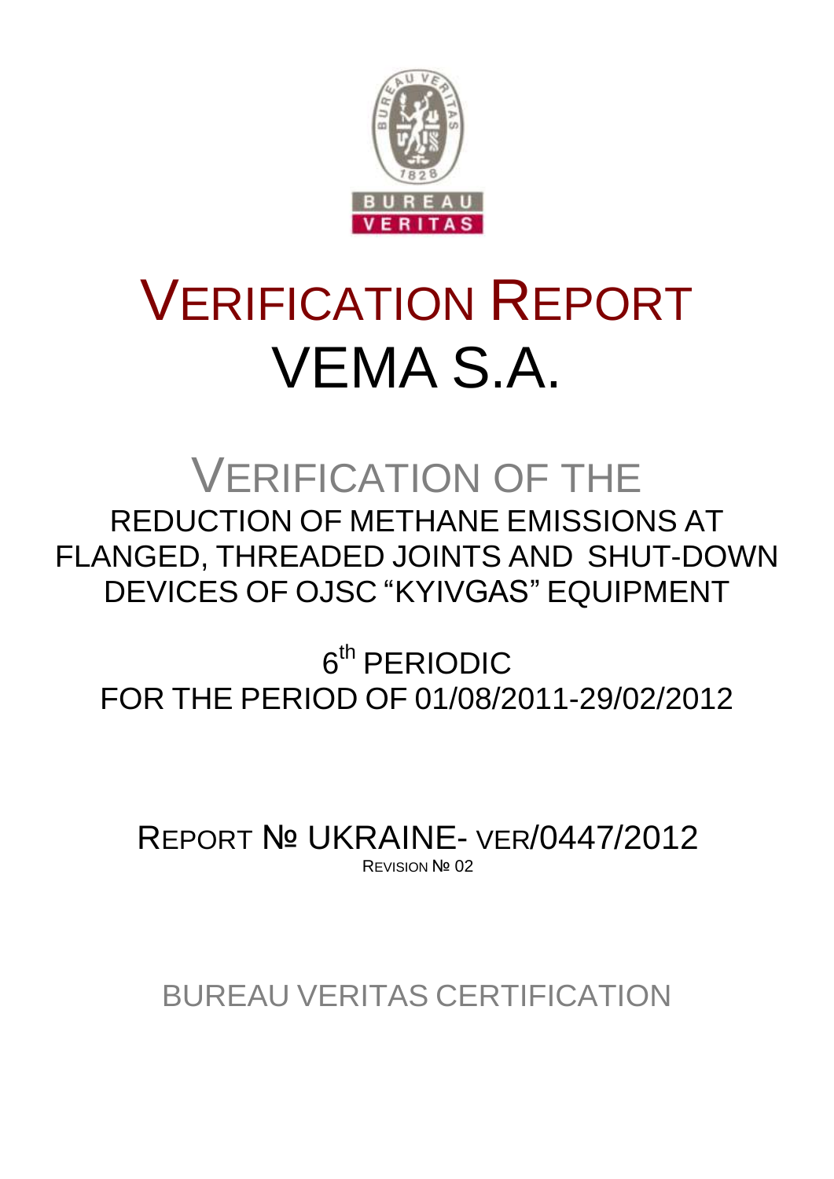# VERIFICATION REPORT
# VEMA S.A.

## VERIFICATION OF THE

REDUCTION OF METHANE EMISSIONS AT FLANGED, THREADED JOINTS AND SHUT-DOWN DEVICES OF OJSC "KYIVGAS" EQUIPMENT

6th PERIODIC
FOR THE PERIOD OF 01/08/2011-29/02/2012

REPORT № UKRAINE- VER/0447/2012
REVISION № 02

BUREAU VERITAS CERTIFICATION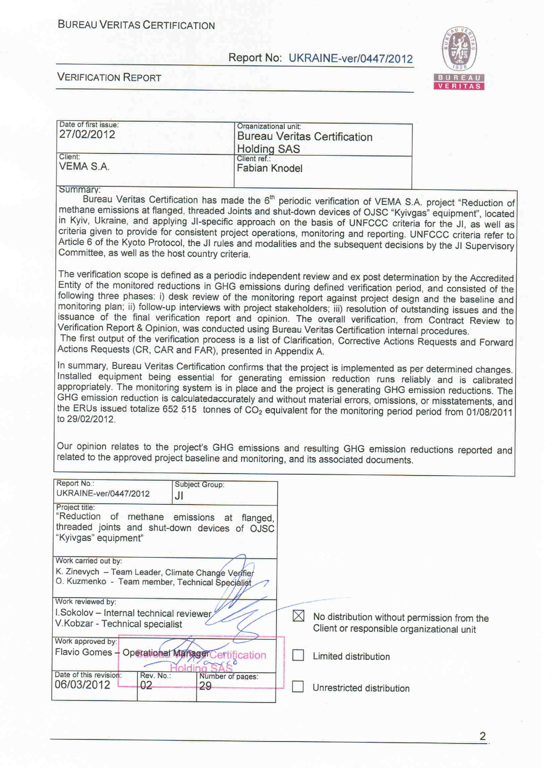BUREAU VERITAS CERTIFICATION

Report No: UKRAINE-ver/0447/2012

VERIFICATION REPORT

| Date of first issue: 27/02/2012 | Organizational unit: Bureau Veritas Certification Holding SAS |
|---|---|
| Client: VEMA S.A. | Client ref.: Fabian Knodel |

Summary:

Bureau Veritas Certification has made the 6th periodic verification of VEMA S.A. project "Reduction of methane emissions at flanged, threaded Joints and shut-down devices of OJSC "Kyivgas" equipment", located in Kyiv, Ukraine, and applying JI-specific approach on the basis of UNFCCC criteria for the JI, as well as criteria given to provide for consistent project operations, monitoring and reporting. UNFCCC criteria refer to Article 6 of the Kyoto Protocol, the JI rules and modalities and the subsequent decisions by the JI Supervisory Committee, as well as the host country criteria.

The verification scope is defined as a periodic independent review and ex post determination by the Accredited Entity of the monitored reductions in GHG emissions during defined verification period, and consisted of the following three phases: i) desk review of the monitoring report against project design and the baseline and monitoring plan; ii) follow-up interviews with project stakeholders; iii) resolution of outstanding issues and the issuance of the final verification report and opinion. The overall verification, from Contract Review to Verification Report & Opinion, was conducted using Bureau Veritas Certification internal procedures.

The first output of the verification process is a list of Clarification, Corrective Actions Requests and Forward Actions Requests (CR, CAR and FAR), presented in Appendix A.

In summary, Bureau Veritas Certification confirms that the project is implemented as per determined changes. Installed equipment being essential for generating emission reduction runs reliably and is calibrated appropriately. The monitoring system is in place and the project is generating GHG emission reductions. The GHG emission reduction is calculatedaccurately and without material errors, omissions, or misstatements, and the ERUs issued totalize 652 515 tonnes of $CO_2$ equivalent for the monitoring period period from 01/08/2011 to 29/02/2012.

Our opinion relates to the project's GHG emissions and resulting GHG emission reductions reported and related to the approved project baseline and monitoring, and its associated documents.

| Report No.: UKRAINE-ver/0447/2012 | Subject Group: JI | |
|---|---|---|
| Project title: "Reduction of methane emissions at flanged, threaded joints and shut-down devices of OJSC "Kyivgas" equipment" | | |
| Work carried out by: K. Zinevych – Team Leader, Climate Change Verifier; O. Kuzmenko - Team member, Technical Specialist | | |
| Work reviewed by: I.Sokolov – Internal technical reviewer; V.Kobzar - Technical specialist | | |
| Work approved by: Flavio Gomes – Operational Manager | | |
| Date of this revision: 06/03/2012 | Rev. No.: 02 | Number of pages: 29 |

☒ No distribution without permission from the Client or responsible organizational unit

☐ Limited distribution

☐ Unrestricted distribution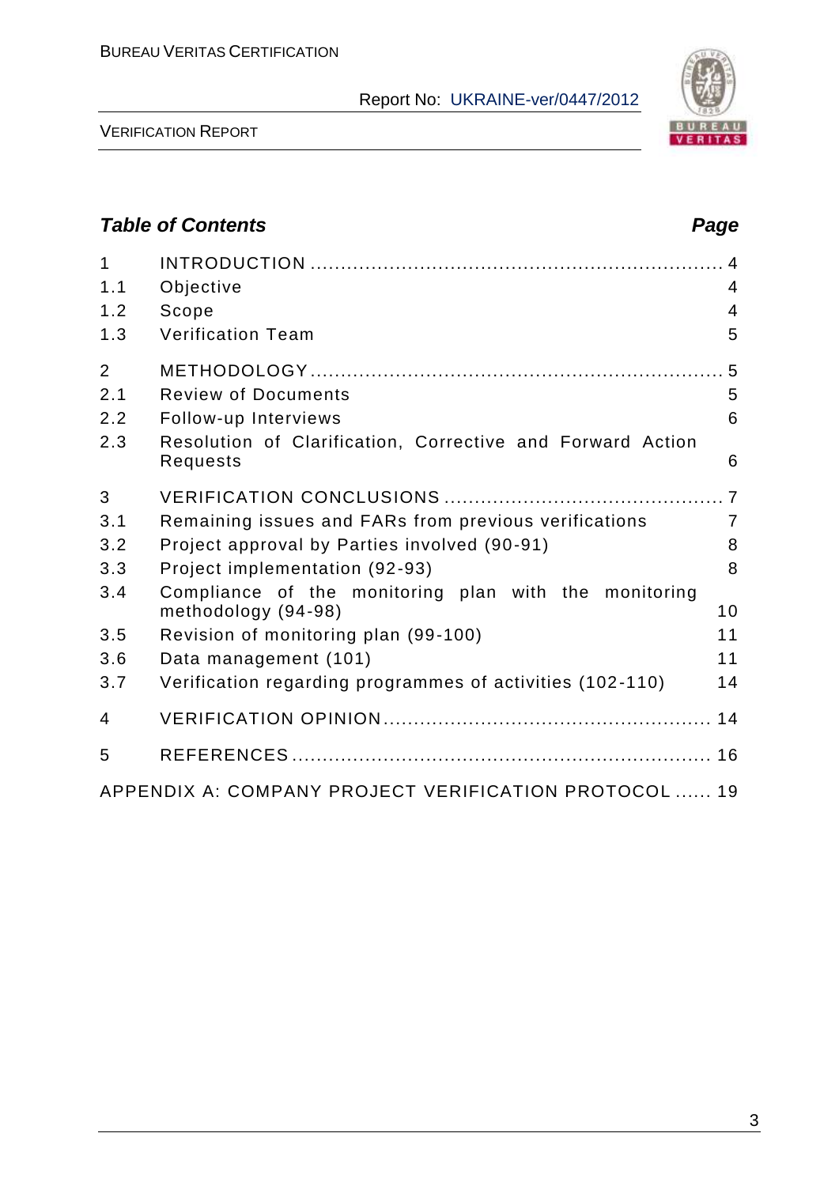## Table of Contents

| | | Page |
|---|---|---|
| 1 | INTRODUCTION | 4 |
| 1.1 | Objective | 4 |
| 1.2 | Scope | 4 |
| 1.3 | Verification Team | 5 |
| 2 | METHODOLOGY | 5 |
| 2.1 | Review of Documents | 5 |
| 2.2 | Follow-up Interviews | 6 |
| 2.3 | Resolution of Clarification, Corrective and Forward Action Requests | 6 |
| 3 | VERIFICATION CONCLUSIONS | 7 |
| 3.1 | Remaining issues and FARs from previous verifications | 7 |
| 3.2 | Project approval by Parties involved (90-91) | 8 |
| 3.3 | Project implementation (92-93) | 8 |
| 3.4 | Compliance of the monitoring plan with the monitoring methodology (94-98) | 10 |
| 3.5 | Revision of monitoring plan (99-100) | 11 |
| 3.6 | Data management (101) | 11 |
| 3.7 | Verification regarding programmes of activities (102-110) | 14 |
| 4 | VERIFICATION OPINION | 14 |
| 5 | REFERENCES | 16 |
| | APPENDIX A: COMPANY PROJECT VERIFICATION PROTOCOL | 19 |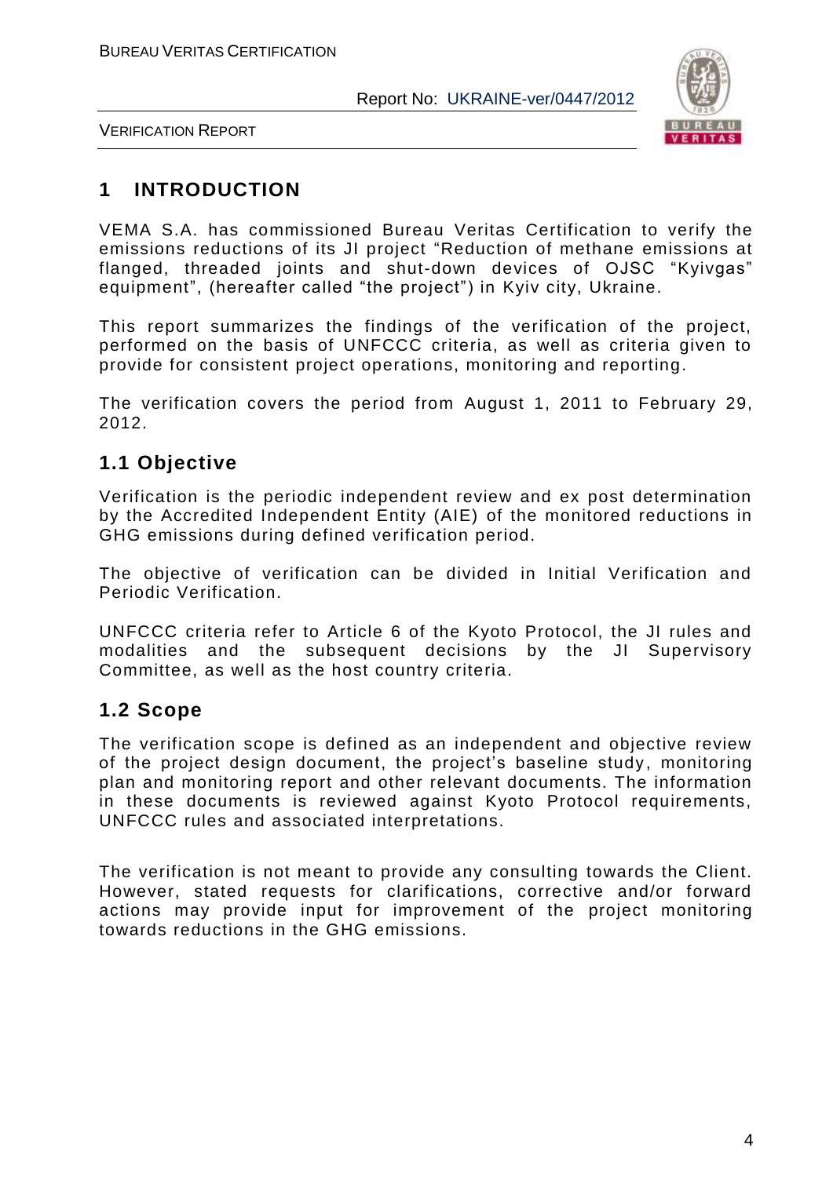# 1 INTRODUCTION

VEMA S.A. has commissioned Bureau Veritas Certification to verify the emissions reductions of its JI project "Reduction of methane emissions at flanged, threaded joints and shut-down devices of OJSC "Kyivgas" equipment", (hereafter called "the project") in Kyiv city, Ukraine.

This report summarizes the findings of the verification of the project, performed on the basis of UNFCCC criteria, as well as criteria given to provide for consistent project operations, monitoring and reporting.

The verification covers the period from August 1, 2011 to February 29, 2012.

## 1.1 Objective

Verification is the periodic independent review and ex post determination by the Accredited Independent Entity (AIE) of the monitored reductions in GHG emissions during defined verification period.

The objective of verification can be divided in Initial Verification and Periodic Verification.

UNFCCC criteria refer to Article 6 of the Kyoto Protocol, the JI rules and modalities and the subsequent decisions by the JI Supervisory Committee, as well as the host country criteria.

## 1.2 Scope

The verification scope is defined as an independent and objective review of the project design document, the project's baseline study, monitoring plan and monitoring report and other relevant documents. The information in these documents is reviewed against Kyoto Protocol requirements, UNFCCC rules and associated interpretations.

The verification is not meant to provide any consulting towards the Client. However, stated requests for clarifications, corrective and/or forward actions may provide input for improvement of the project monitoring towards reductions in the GHG emissions.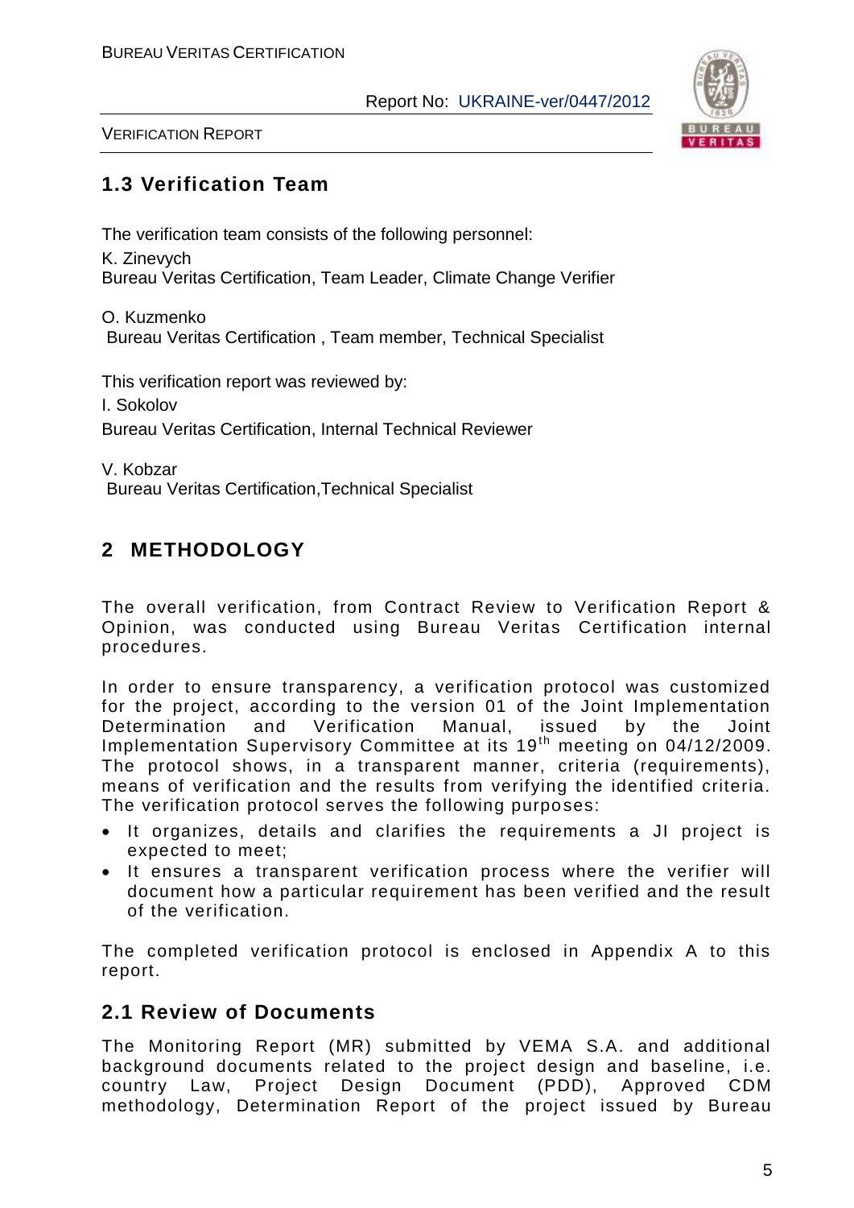## 1.3 Verification Team

The verification team consists of the following personnel:

K. Zinevych
Bureau Veritas Certification, Team Leader, Climate Change Verifier

O. Kuzmenko
Bureau Veritas Certification , Team member, Technical Specialist

This verification report was reviewed by:

I. Sokolov
Bureau Veritas Certification, Internal Technical Reviewer

V. Kobzar
Bureau Veritas Certification,Technical Specialist

# 2 METHODOLOGY

The overall verification, from Contract Review to Verification Report & Opinion, was conducted using Bureau Veritas Certification internal procedures.

In order to ensure transparency, a verification protocol was customized for the project, according to the version 01 of the Joint Implementation Determination and Verification Manual, issued by the Joint Implementation Supervisory Committee at its 19th meeting on 04/12/2009. The protocol shows, in a transparent manner, criteria (requirements), means of verification and the results from verifying the identified criteria. The verification protocol serves the following purposes:

- It organizes, details and clarifies the requirements a JI project is expected to meet;
- It ensures a transparent verification process where the verifier will document how a particular requirement has been verified and the result of the verification.

The completed verification protocol is enclosed in Appendix A to this report.

## 2.1 Review of Documents

The Monitoring Report (MR) submitted by VEMA S.A. and additional background documents related to the project design and baseline, i.e. country Law, Project Design Document (PDD), Approved CDM methodology, Determination Report of the project issued by Bureau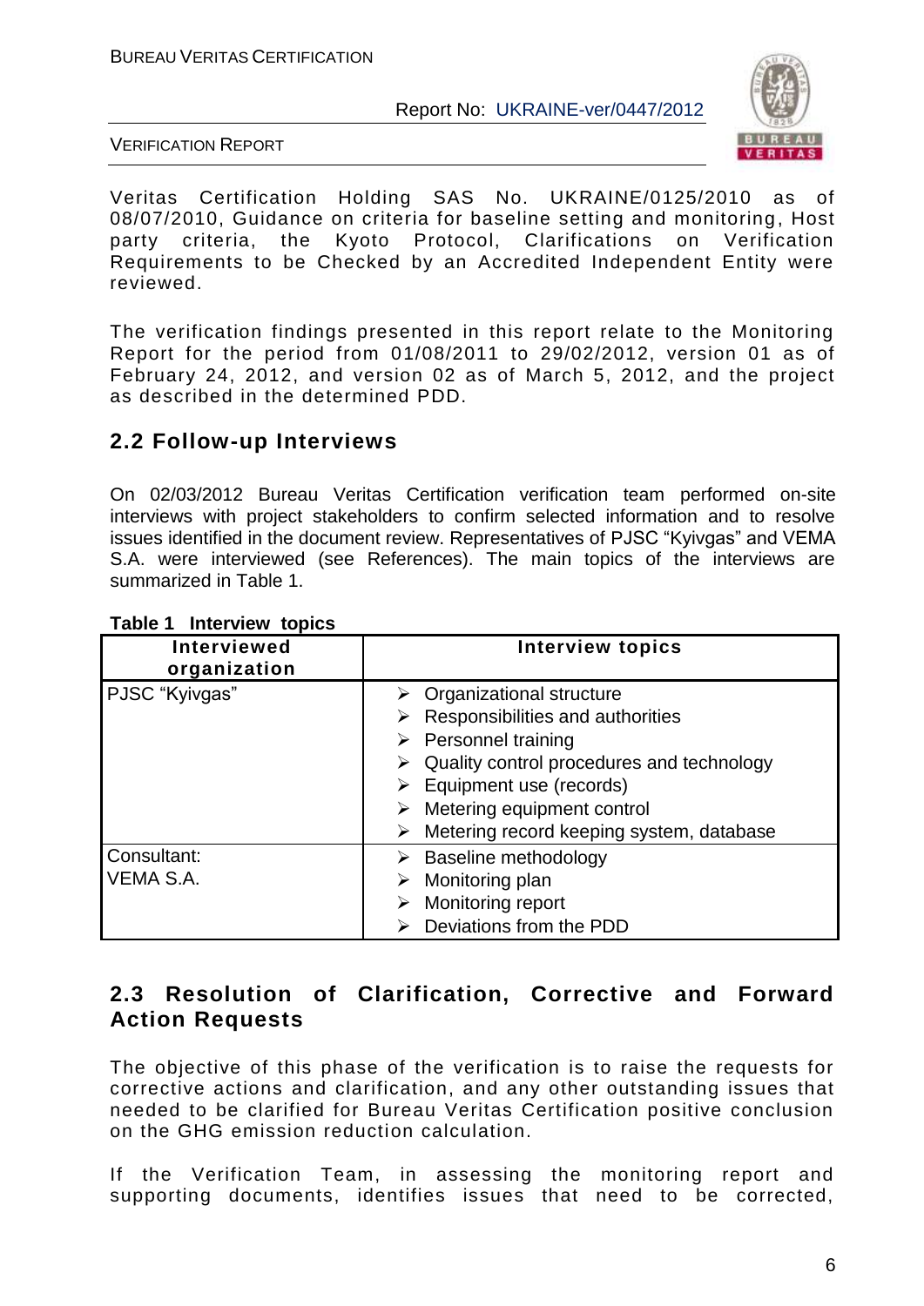Veritas Certification Holding SAS No. UKRAINE/0125/2010 as of 08/07/2010, Guidance on criteria for baseline setting and monitoring, Host party criteria, the Kyoto Protocol, Clarifications on Verification Requirements to be Checked by an Accredited Independent Entity were reviewed.

The verification findings presented in this report relate to the Monitoring Report for the period from 01/08/2011 to 29/02/2012, version 01 as of February 24, 2012, and version 02 as of March 5, 2012, and the project as described in the determined PDD.

## 2.2 Follow-up Interviews

On 02/03/2012 Bureau Veritas Certification verification team performed on-site interviews with project stakeholders to confirm selected information and to resolve issues identified in the document review. Representatives of PJSC "Kyivgas" and VEMA S.A. were interviewed (see References). The main topics of the interviews are summarized in Table 1.

**Table 1 Interview topics**

| Interviewed organization | Interview topics |
|---|---|
| PJSC "Kyivgas" | ➢ Organizational structure<br>➢ Responsibilities and authorities<br>➢ Personnel training<br>➢ Quality control procedures and technology<br>➢ Equipment use (records)<br>➢ Metering equipment control<br>➢ Metering record keeping system, database |
| Consultant:<br>VEMA S.A. | ➢ Baseline methodology<br>➢ Monitoring plan<br>➢ Monitoring report<br>➢ Deviations from the PDD |

## 2.3 Resolution of Clarification, Corrective and Forward Action Requests

The objective of this phase of the verification is to raise the requests for corrective actions and clarification, and any other outstanding issues that needed to be clarified for Bureau Veritas Certification positive conclusion on the GHG emission reduction calculation.

If the Verification Team, in assessing the monitoring report and supporting documents, identifies issues that need to be corrected,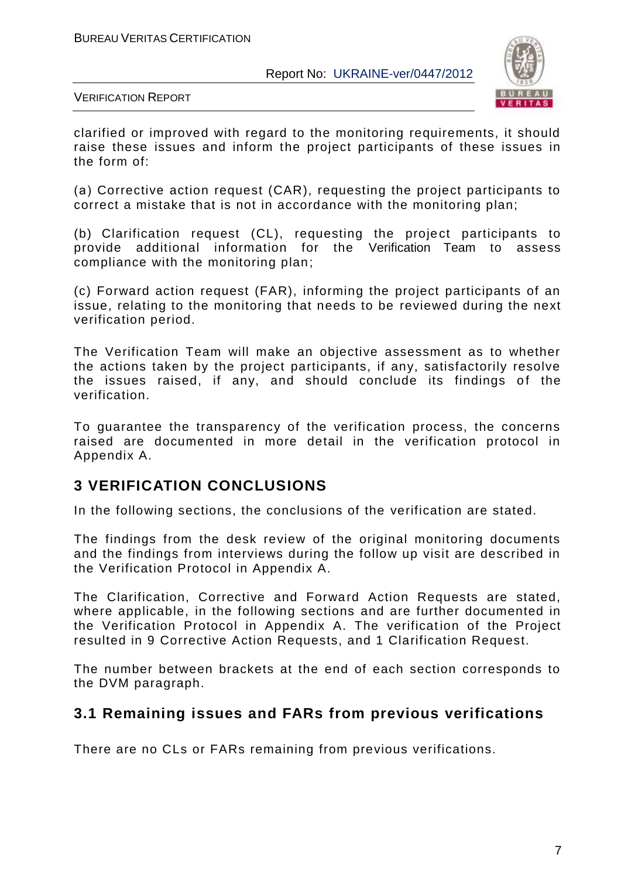clarified or improved with regard to the monitoring requirements, it should raise these issues and inform the project participants of these issues in the form of:

(a) Corrective action request (CAR), requesting the project participants to correct a mistake that is not in accordance with the monitoring plan;

(b) Clarification request (CL), requesting the project participants to provide additional information for the Verification Team to assess compliance with the monitoring plan;

(c) Forward action request (FAR), informing the project participants of an issue, relating to the monitoring that needs to be reviewed during the next verification period.

The Verification Team will make an objective assessment as to whether the actions taken by the project participants, if any, satisfactorily resolve the issues raised, if any, and should conclude its findings of the verification.

To guarantee the transparency of the verification process, the concerns raised are documented in more detail in the verification protocol in Appendix A.

# 3 VERIFICATION CONCLUSIONS

In the following sections, the conclusions of the verification are stated.

The findings from the desk review of the original monitoring documents and the findings from interviews during the follow up visit are described in the Verification Protocol in Appendix A.

The Clarification, Corrective and Forward Action Requests are stated, where applicable, in the following sections and are further documented in the Verification Protocol in Appendix A. The verification of the Project resulted in 9 Corrective Action Requests, and 1 Clarification Request.

The number between brackets at the end of each section corresponds to the DVM paragraph.

## 3.1 Remaining issues and FARs from previous verifications

There are no CLs or FARs remaining from previous verifications.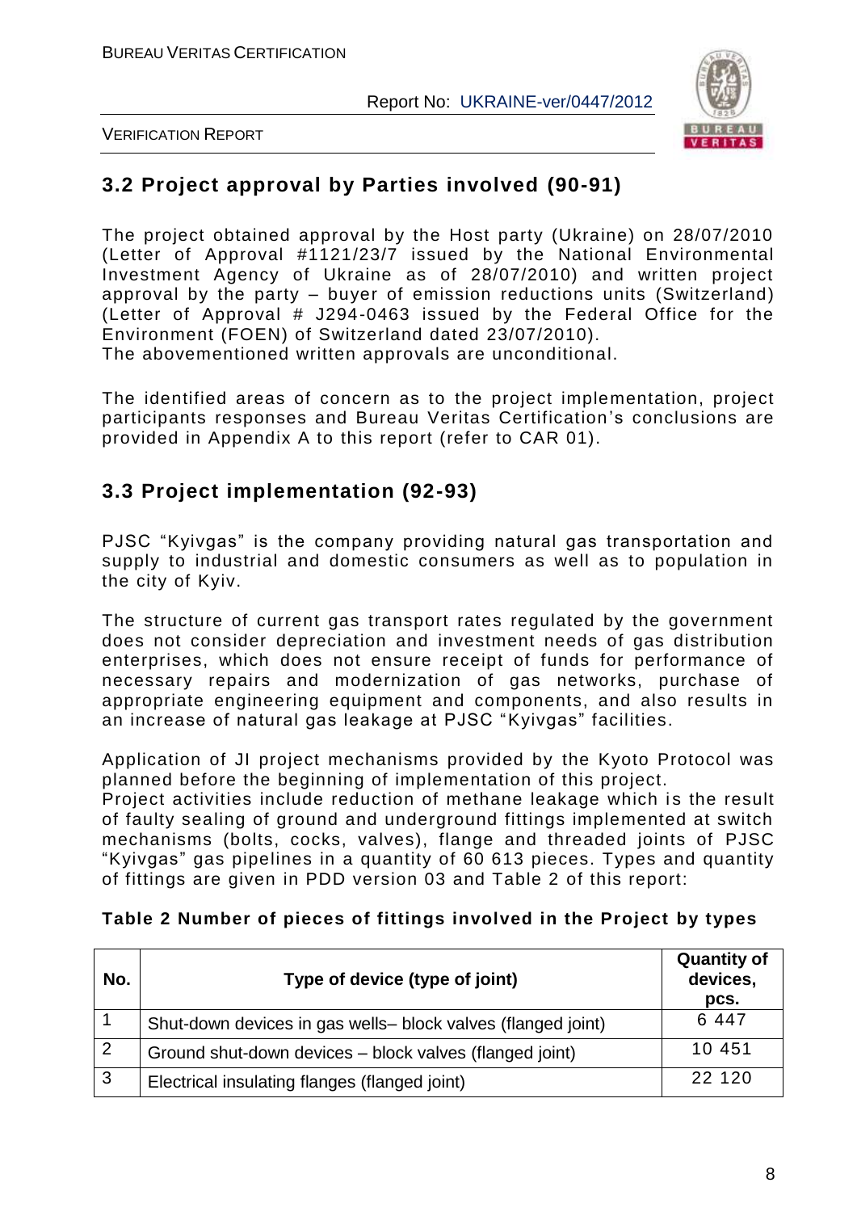## 3.2 Project approval by Parties involved (90-91)

The project obtained approval by the Host party (Ukraine) on 28/07/2010 (Letter of Approval #1121/23/7 issued by the National Environmental Investment Agency of Ukraine as of 28/07/2010) and written project approval by the party – buyer of emission reductions units (Switzerland) (Letter of Approval # J294-0463 issued by the Federal Office for the Environment (FOEN) of Switzerland dated 23/07/2010).
The abovementioned written approvals are unconditional.

The identified areas of concern as to the project implementation, project participants responses and Bureau Veritas Certification's conclusions are provided in Appendix A to this report (refer to CAR 01).

## 3.3 Project implementation (92-93)

PJSC "Kyivgas" is the company providing natural gas transportation and supply to industrial and domestic consumers as well as to population in the city of Kyiv.

The structure of current gas transport rates regulated by the government does not consider depreciation and investment needs of gas distribution enterprises, which does not ensure receipt of funds for performance of necessary repairs and modernization of gas networks, purchase of appropriate engineering equipment and components, and also results in an increase of natural gas leakage at PJSC "Kyivgas" facilities.

Application of JI project mechanisms provided by the Kyoto Protocol was planned before the beginning of implementation of this project.
Project activities include reduction of methane leakage which is the result of faulty sealing of ground and underground fittings implemented at switch mechanisms (bolts, cocks, valves), flange and threaded joints of PJSC "Kyivgas" gas pipelines in a quantity of 60 613 pieces. Types and quantity of fittings are given in PDD version 03 and Table 2 of this report:

**Table 2 Number of pieces of fittings involved in the Project by types**

| No. | Type of device (type of joint) | Quantity of devices, pcs. |
|---|---|---|
| 1 | Shut-down devices in gas wells– block valves (flanged joint) | 6 447 |
| 2 | Ground shut-down devices – block valves (flanged joint) | 10 451 |
| 3 | Electrical insulating flanges (flanged joint) | 22 120 |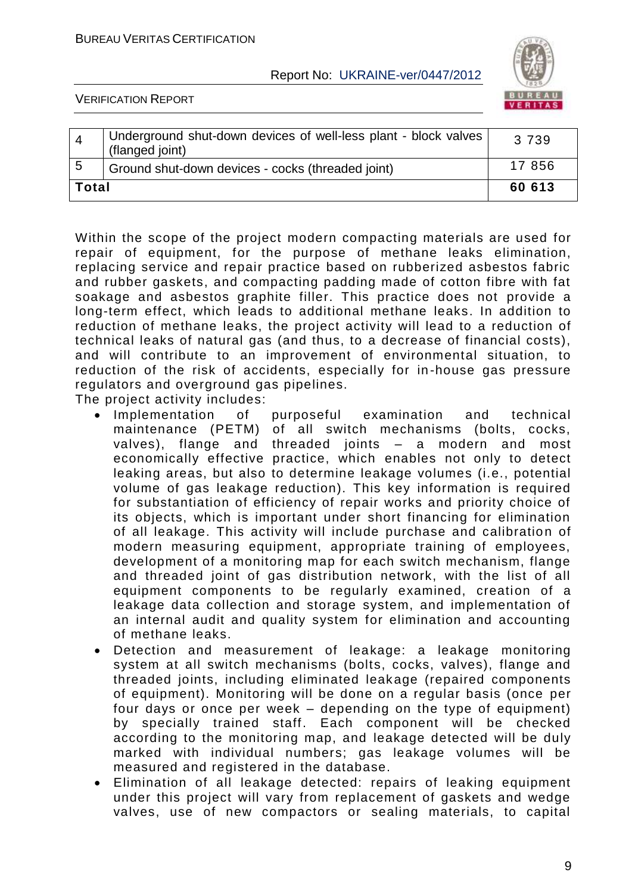| 4 | Underground shut-down devices of well-less plant - block valves (flanged joint) | 3 739 |
|---|---|---|
| 5 | Ground shut-down devices - cocks (threaded joint) | 17 856 |
| **Total** | | **60 613** |

Within the scope of the project modern compacting materials are used for repair of equipment, for the purpose of methane leaks elimination, replacing service and repair practice based on rubberized asbestos fabric and rubber gaskets, and compacting padding made of cotton fibre with fat soakage and asbestos graphite filler. This practice does not provide a long-term effect, which leads to additional methane leaks. In addition to reduction of methane leaks, the project activity will lead to a reduction of technical leaks of natural gas (and thus, to a decrease of financial costs), and will contribute to an improvement of environmental situation, to reduction of the risk of accidents, especially for in-house gas pressure regulators and overground gas pipelines.

The project activity includes:

- Implementation of purposeful examination and technical maintenance (PETM) of all switch mechanisms (bolts, cocks, valves), flange and threaded joints – a modern and most economically effective practice, which enables not only to detect leaking areas, but also to determine leakage volumes (i.e., potential volume of gas leakage reduction). This key information is required for substantiation of efficiency of repair works and priority choice of its objects, which is important under short financing for elimination of all leakage. This activity will include purchase and calibration of modern measuring equipment, appropriate training of employees, development of a monitoring map for each switch mechanism, flange and threaded joint of gas distribution network, with the list of all equipment components to be regularly examined, creation of a leakage data collection and storage system, and implementation of an internal audit and quality system for elimination and accounting of methane leaks.
- Detection and measurement of leakage: a leakage monitoring system at all switch mechanisms (bolts, cocks, valves), flange and threaded joints, including eliminated leakage (repaired components of equipment). Monitoring will be done on a regular basis (once per four days or once per week – depending on the type of equipment) by specially trained staff. Each component will be checked according to the monitoring map, and leakage detected will be duly marked with individual numbers; gas leakage volumes will be measured and registered in the database.
- Elimination of all leakage detected: repairs of leaking equipment under this project will vary from replacement of gaskets and wedge valves, use of new compactors or sealing materials, to capital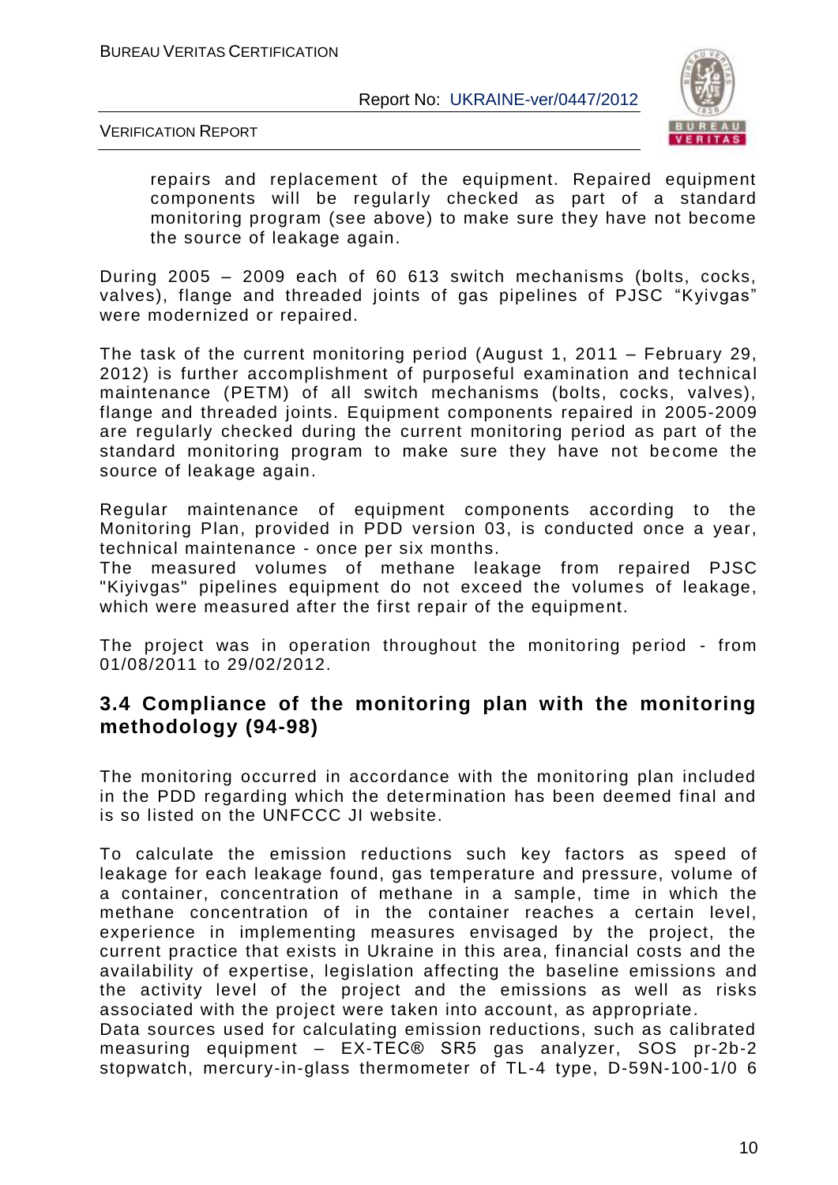repairs and replacement of the equipment. Repaired equipment components will be regularly checked as part of a standard monitoring program (see above) to make sure they have not become the source of leakage again.

During 2005 – 2009 each of 60 613 switch mechanisms (bolts, cocks, valves), flange and threaded joints of gas pipelines of PJSC "Kyivgas" were modernized or repaired.

The task of the current monitoring period (August 1, 2011 – February 29, 2012) is further accomplishment of purposeful examination and technical maintenance (PETM) of all switch mechanisms (bolts, cocks, valves), flange and threaded joints. Equipment components repaired in 2005-2009 are regularly checked during the current monitoring period as part of the standard monitoring program to make sure they have not become the source of leakage again.

Regular maintenance of equipment components according to the Monitoring Plan, provided in PDD version 03, is conducted once a year, technical maintenance - once per six months.
The measured volumes of methane leakage from repaired PJSC "Kiyivgas" pipelines equipment do not exceed the volumes of leakage, which were measured after the first repair of the equipment.

The project was in operation throughout the monitoring period - from 01/08/2011 to 29/02/2012.

## 3.4 Compliance of the monitoring plan with the monitoring methodology (94-98)

The monitoring occurred in accordance with the monitoring plan included in the PDD regarding which the determination has been deemed final and is so listed on the UNFCCC JI website.

To calculate the emission reductions such key factors as speed of leakage for each leakage found, gas temperature and pressure, volume of a container, concentration of methane in a sample, time in which the methane concentration of in the container reaches a certain level, experience in implementing measures envisaged by the project, the current practice that exists in Ukraine in this area, financial costs and the availability of expertise, legislation affecting the baseline emissions and the activity level of the project and the emissions as well as risks associated with the project were taken into account, as appropriate.
Data sources used for calculating emission reductions, such as calibrated measuring equipment – EX-TEC® SR5 gas analyzer, SOS pr-2b-2 stopwatch, mercury-in-glass thermometer of TL-4 type, D-59N-100-1/0 6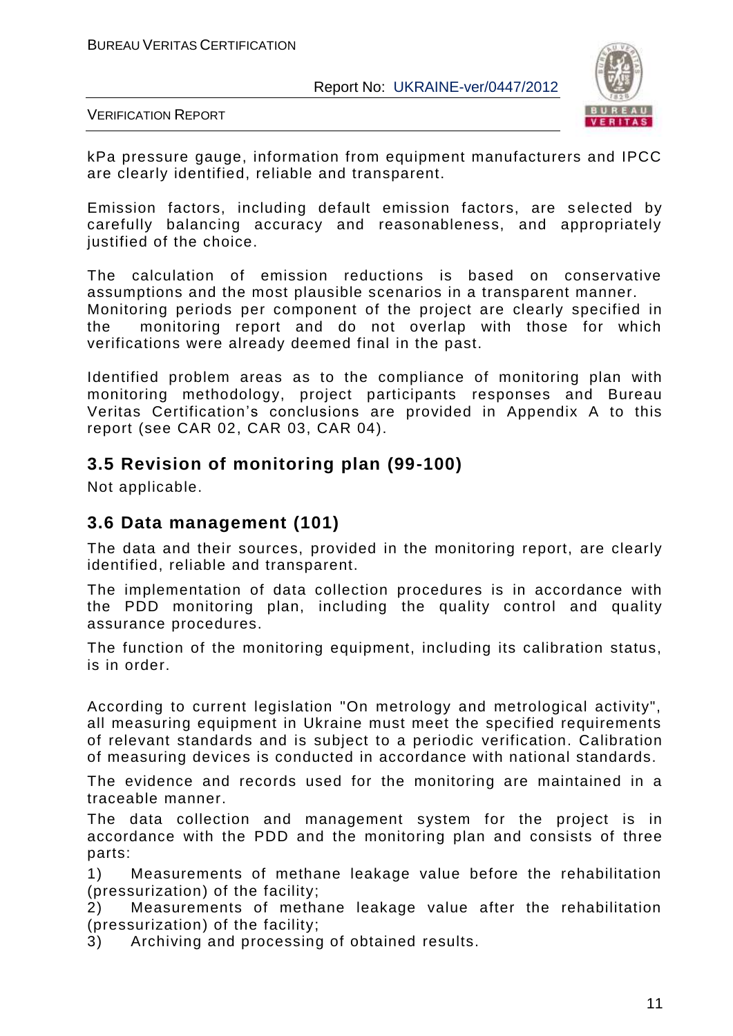kPa pressure gauge, information from equipment manufacturers and IPCC are clearly identified, reliable and transparent.

Emission factors, including default emission factors, are selected by carefully balancing accuracy and reasonableness, and appropriately justified of the choice.

The calculation of emission reductions is based on conservative assumptions and the most plausible scenarios in a transparent manner. Monitoring periods per component of the project are clearly specified in the monitoring report and do not overlap with those for which verifications were already deemed final in the past.

Identified problem areas as to the compliance of monitoring plan with monitoring methodology, project participants responses and Bureau Veritas Certification's conclusions are provided in Appendix A to this report (see CAR 02, CAR 03, CAR 04).

## 3.5 Revision of monitoring plan (99-100)

Not applicable.

## 3.6 Data management (101)

The data and their sources, provided in the monitoring report, are clearly identified, reliable and transparent.

The implementation of data collection procedures is in accordance with the PDD monitoring plan, including the quality control and quality assurance procedures.

The function of the monitoring equipment, including its calibration status, is in order.

According to current legislation "On metrology and metrological activity", all measuring equipment in Ukraine must meet the specified requirements of relevant standards and is subject to a periodic verification. Calibration of measuring devices is conducted in accordance with national standards.

The evidence and records used for the monitoring are maintained in a traceable manner.

The data collection and management system for the project is in accordance with the PDD and the monitoring plan and consists of three parts:

1) Measurements of methane leakage value before the rehabilitation (pressurization) of the facility;
2) Measurements of methane leakage value after the rehabilitation (pressurization) of the facility;
3) Archiving and processing of obtained results.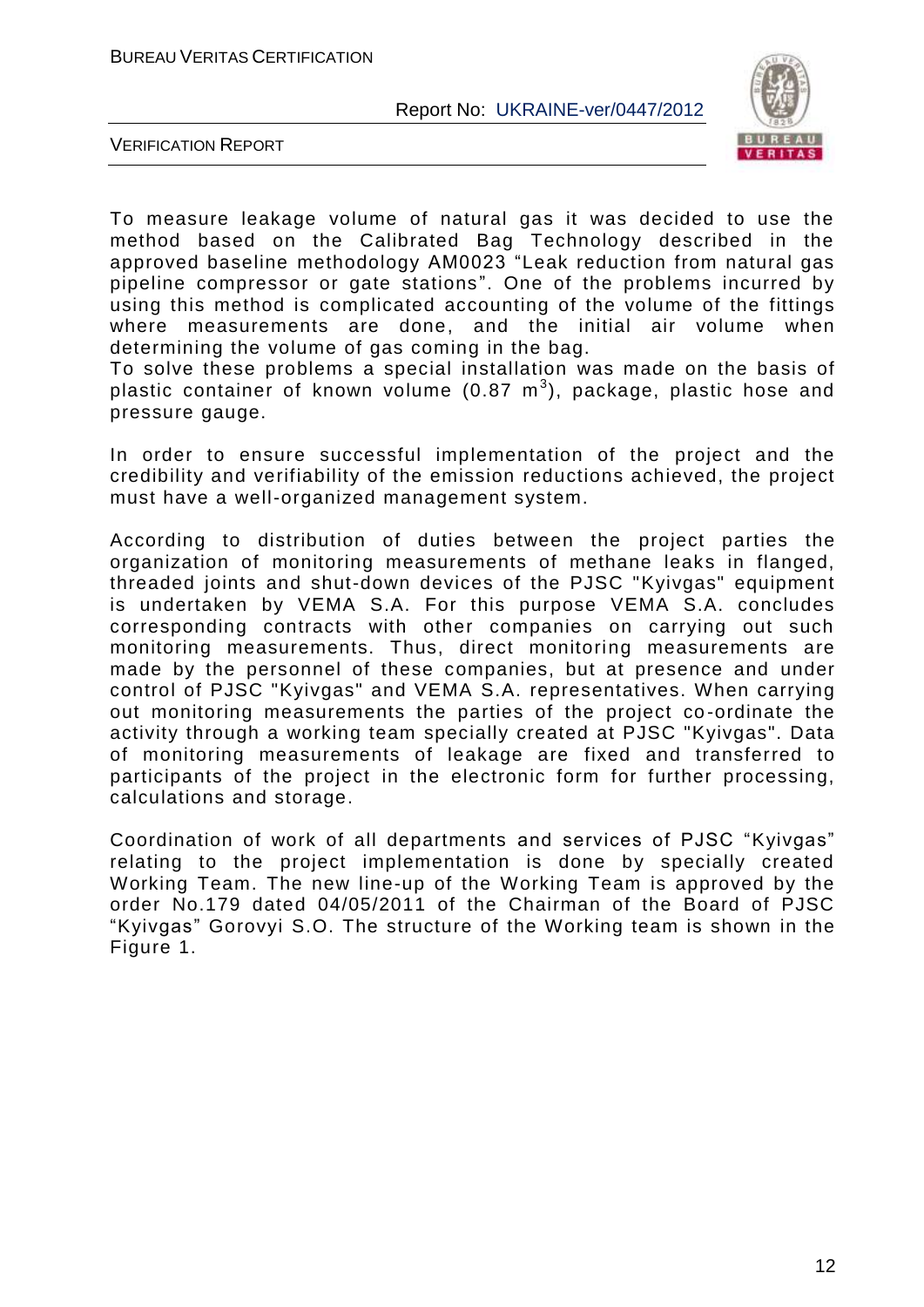To measure leakage volume of natural gas it was decided to use the method based on the Calibrated Bag Technology described in the approved baseline methodology AM0023 "Leak reduction from natural gas pipeline compressor or gate stations". One of the problems incurred by using this method is complicated accounting of the volume of the fittings where measurements are done, and the initial air volume when determining the volume of gas coming in the bag.

To solve these problems a special installation was made on the basis of plastic container of known volume (0.87 $m^3$), package, plastic hose and pressure gauge.

In order to ensure successful implementation of the project and the credibility and verifiability of the emission reductions achieved, the project must have a well-organized management system.

According to distribution of duties between the project parties the organization of monitoring measurements of methane leaks in flanged, threaded joints and shut-down devices of the PJSC "Kyivgas" equipment is undertaken by VEMA S.A. For this purpose VEMA S.A. concludes corresponding contracts with other companies on carrying out such monitoring measurements. Thus, direct monitoring measurements are made by the personnel of these companies, but at presence and under control of PJSC "Kyivgas" and VEMA S.A. representatives. When carrying out monitoring measurements the parties of the project co-ordinate the activity through a working team specially created at PJSC "Kyivgas". Data of monitoring measurements of leakage are fixed and transferred to participants of the project in the electronic form for further processing, calculations and storage.

Coordination of work of all departments and services of PJSC "Kyivgas" relating to the project implementation is done by specially created Working Team. The new line-up of the Working Team is approved by the order No.179 dated 04/05/2011 of the Chairman of the Board of PJSC "Kyivgas" Gorovyi S.O. The structure of the Working team is shown in the Figure 1.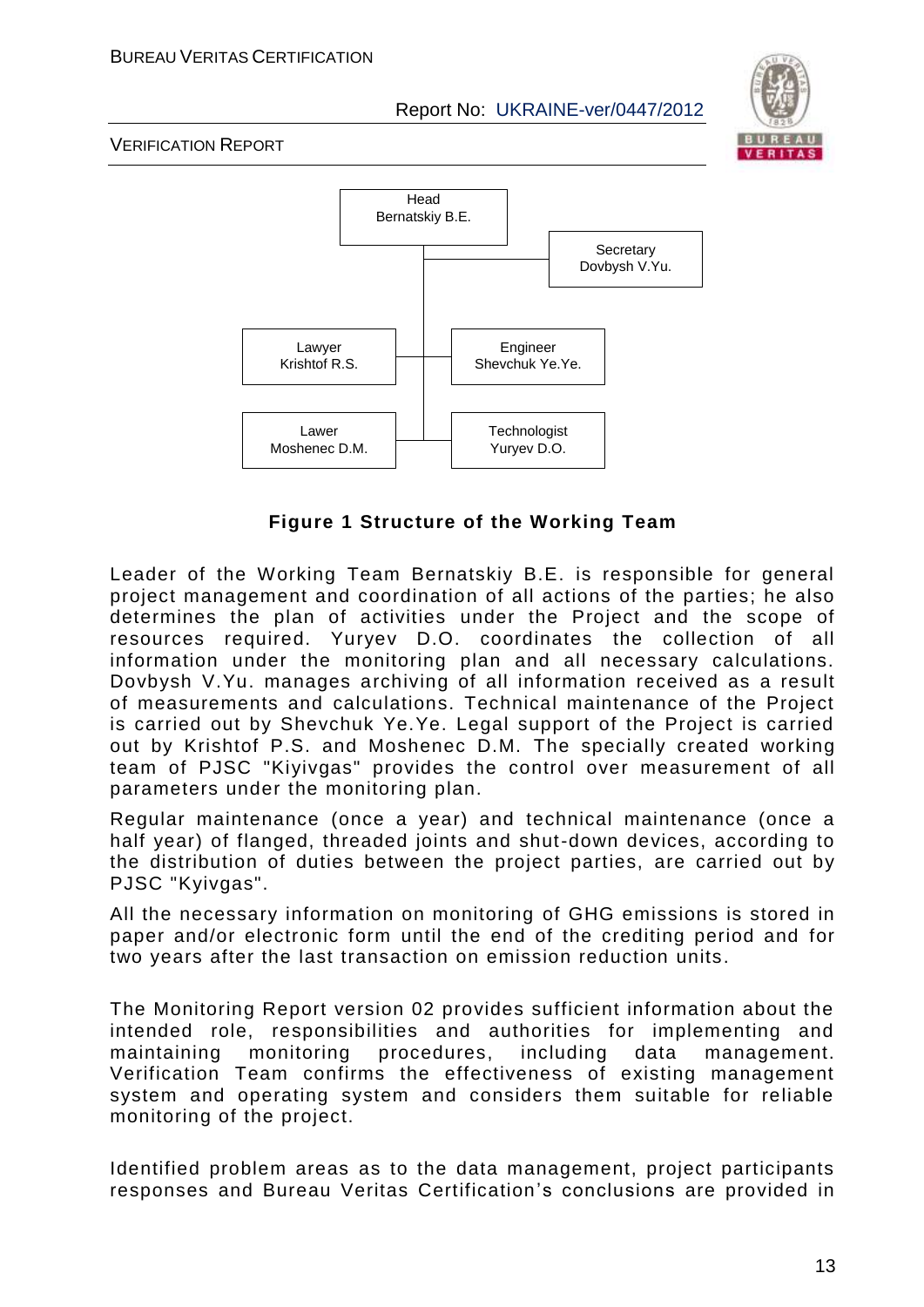Head
Bernatskiy B.E.

Secretary
Dovbysh V.Yu.

Lawyer
Krishtof R.S.

Engineer
Shevchuk Ye.Ye.

Lawer
Moshenec D.M.

Technologist
Yuryev D.O.

**Figure 1 Structure of the Working Team**

Leader of the Working Team Bernatskiy B.E. is responsible for general project management and coordination of all actions of the parties; he also determines the plan of activities under the Project and the scope of resources required. Yuryev D.O. coordinates the collection of all information under the monitoring plan and all necessary calculations. Dovbysh V.Yu. manages archiving of all information received as a result of measurements and calculations. Technical maintenance of the Project is carried out by Shevchuk Ye.Ye. Legal support of the Project is carried out by Krishtof P.S. and Moshenec D.M. The specially created working team of PJSC "Kiyivgas" provides the control over measurement of all parameters under the monitoring plan.

Regular maintenance (once a year) and technical maintenance (once a half year) of flanged, threaded joints and shut-down devices, according to the distribution of duties between the project parties, are carried out by PJSC "Kyivgas".

All the necessary information on monitoring of GHG emissions is stored in paper and/or electronic form until the end of the crediting period and for two years after the last transaction on emission reduction units.

The Monitoring Report version 02 provides sufficient information about the intended role, responsibilities and authorities for implementing and maintaining monitoring procedures, including data management. Verification Team confirms the effectiveness of existing management system and operating system and considers them suitable for reliable monitoring of the project.

Identified problem areas as to the data management, project participants responses and Bureau Veritas Certification's conclusions are provided in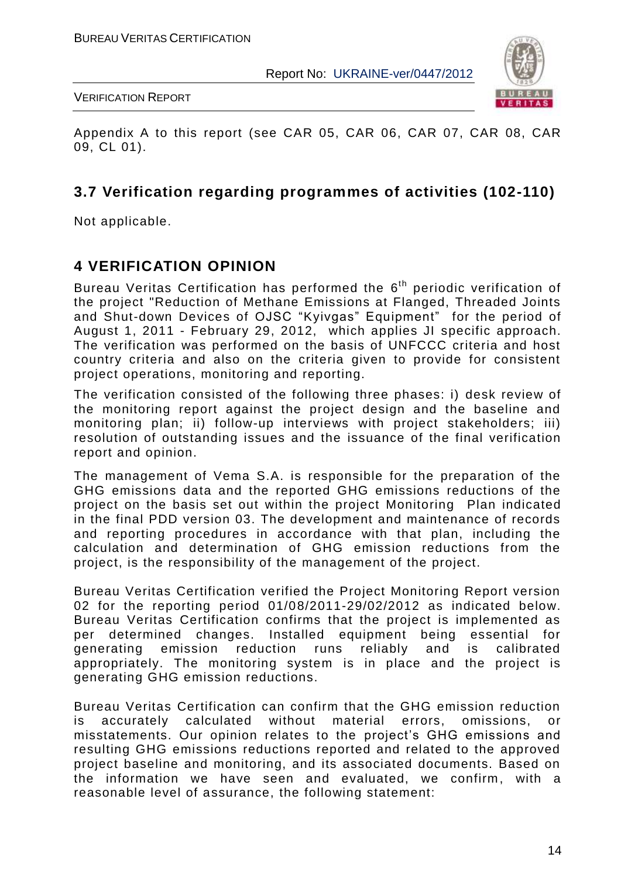Appendix A to this report (see CAR 05, CAR 06, CAR 07, CAR 08, CAR 09, CL 01).

## 3.7 Verification regarding programmes of activities (102-110)

Not applicable.

# 4 VERIFICATION OPINION

Bureau Veritas Certification has performed the 6th periodic verification of the project "Reduction of Methane Emissions at Flanged, Threaded Joints and Shut-down Devices of OJSC "Kyivgas" Equipment" for the period of August 1, 2011 - February 29, 2012, which applies JI specific approach. The verification was performed on the basis of UNFCCC criteria and host country criteria and also on the criteria given to provide for consistent project operations, monitoring and reporting.

The verification consisted of the following three phases: i) desk review of the monitoring report against the project design and the baseline and monitoring plan; ii) follow-up interviews with project stakeholders; iii) resolution of outstanding issues and the issuance of the final verification report and opinion.

The management of Vema S.A. is responsible for the preparation of the GHG emissions data and the reported GHG emissions reductions of the project on the basis set out within the project Monitoring Plan indicated in the final PDD version 03. The development and maintenance of records and reporting procedures in accordance with that plan, including the calculation and determination of GHG emission reductions from the project, is the responsibility of the management of the project.

Bureau Veritas Certification verified the Project Monitoring Report version 02 for the reporting period 01/08/2011-29/02/2012 as indicated below. Bureau Veritas Certification confirms that the project is implemented as per determined changes. Installed equipment being essential for generating emission reduction runs reliably and is calibrated appropriately. The monitoring system is in place and the project is generating GHG emission reductions.

Bureau Veritas Certification can confirm that the GHG emission reduction is accurately calculated without material errors, omissions, or misstatements. Our opinion relates to the project's GHG emissions and resulting GHG emissions reductions reported and related to the approved project baseline and monitoring, and its associated documents. Based on the information we have seen and evaluated, we confirm, with a reasonable level of assurance, the following statement: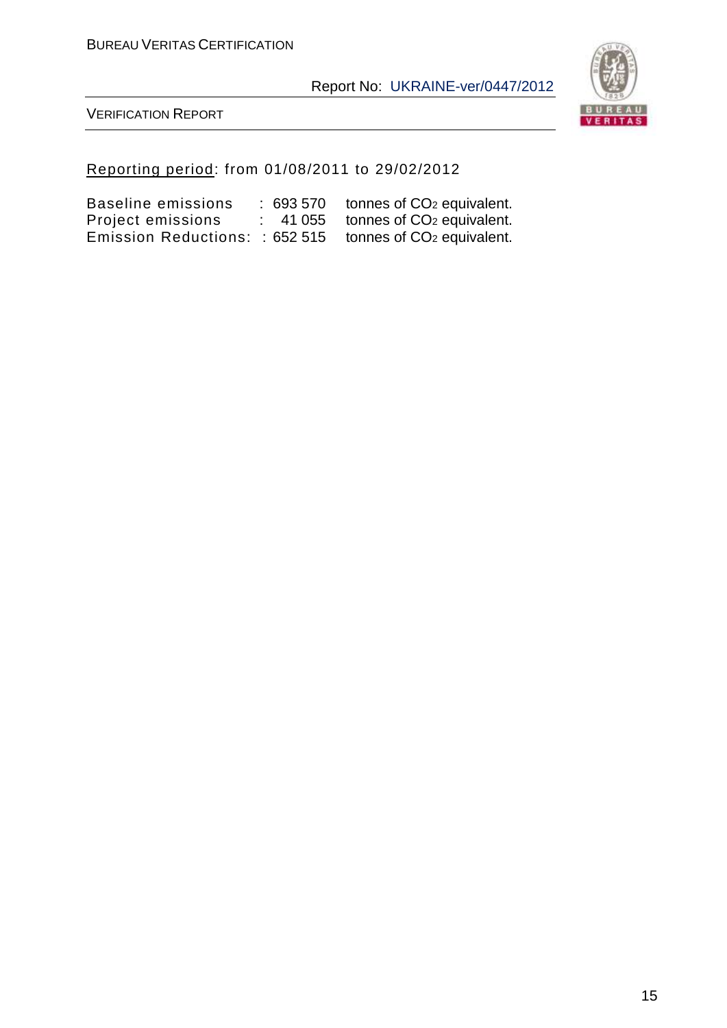Reporting period: from 01/08/2011 to 29/02/2012

| | | |
|---|---|---|
| Baseline emissions | : 693 570 | tonnes of $CO_2$ equivalent. |
| Project emissions | : 41 055 | tonnes of $CO_2$ equivalent. |
| Emission Reductions: | : 652 515 | tonnes of $CO_2$ equivalent. |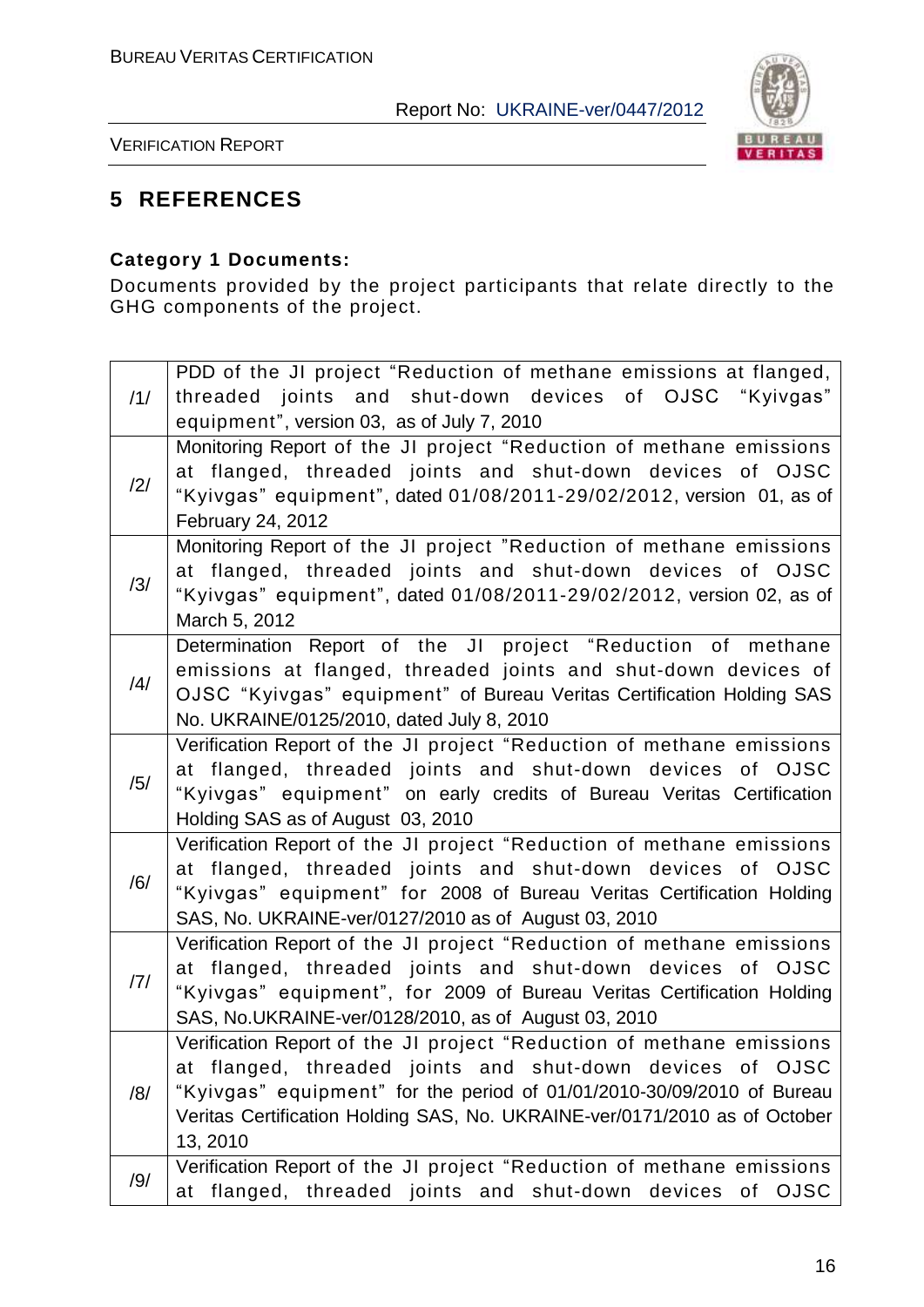## 5 REFERENCES

**Category 1 Documents:**

Documents provided by the project participants that relate directly to the GHG components of the project.

| | |
|---|---|
| /1/ | PDD of the JI project "Reduction of methane emissions at flanged, threaded joints and shut-down devices of OJSC "Kyivgas" equipment", version 03, as of July 7, 2010 |
| /2/ | Monitoring Report of the JI project "Reduction of methane emissions at flanged, threaded joints and shut-down devices of OJSC "Kyivgas" equipment", dated 01/08/2011-29/02/2012, version 01, as of February 24, 2012 |
| /3/ | Monitoring Report of the JI project "Reduction of methane emissions at flanged, threaded joints and shut-down devices of OJSC "Kyivgas" equipment", dated 01/08/2011-29/02/2012, version 02, as of March 5, 2012 |
| /4/ | Determination Report of the JI project "Reduction of methane emissions at flanged, threaded joints and shut-down devices of OJSC "Kyivgas" equipment" of Bureau Veritas Certification Holding SAS No. UKRAINE/0125/2010, dated July 8, 2010 |
| /5/ | Verification Report of the JI project "Reduction of methane emissions at flanged, threaded joints and shut-down devices of OJSC "Kyivgas" equipment" on early credits of Bureau Veritas Certification Holding SAS as of August 03, 2010 |
| /6/ | Verification Report of the JI project "Reduction of methane emissions at flanged, threaded joints and shut-down devices of OJSC "Kyivgas" equipment" for 2008 of Bureau Veritas Certification Holding SAS, No. UKRAINE-ver/0127/2010 as of August 03, 2010 |
| /7/ | Verification Report of the JI project "Reduction of methane emissions at flanged, threaded joints and shut-down devices of OJSC "Kyivgas" equipment", for 2009 of Bureau Veritas Certification Holding SAS, No.UKRAINE-ver/0128/2010, as of August 03, 2010 |
| /8/ | Verification Report of the JI project "Reduction of methane emissions at flanged, threaded joints and shut-down devices of OJSC "Kyivgas" equipment" for the period of 01/01/2010-30/09/2010 of Bureau Veritas Certification Holding SAS, No. UKRAINE-ver/0171/2010 as of October 13, 2010 |
| /9/ | Verification Report of the JI project "Reduction of methane emissions at flanged, threaded joints and shut-down devices of OJSC |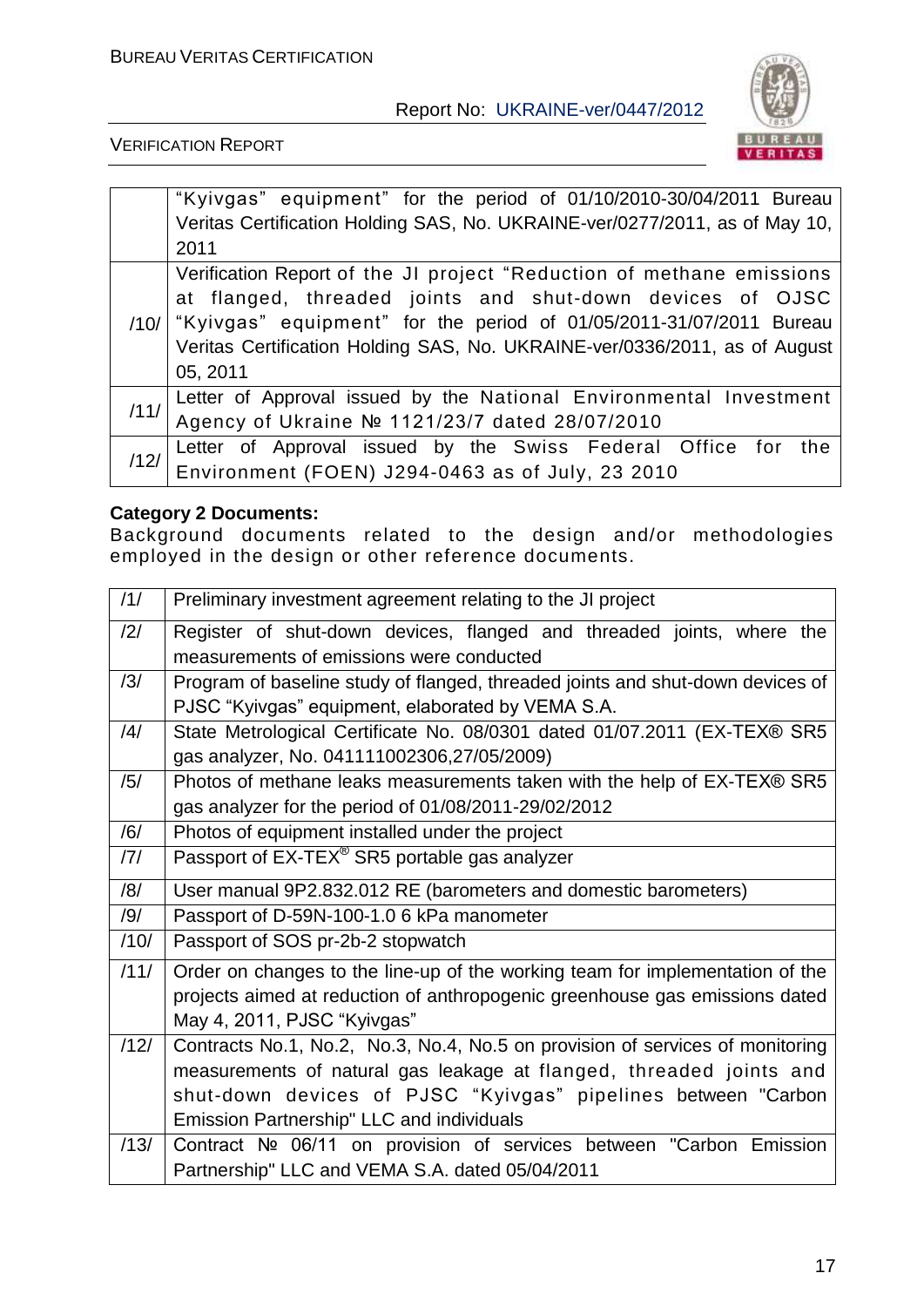| | |
|---|---|
| | "Kyivgas" equipment" for the period of 01/10/2010-30/04/2011 Bureau Veritas Certification Holding SAS, No. UKRAINE-ver/0277/2011, as of May 10, 2011 |
| /10/ | Verification Report of the JI project "Reduction of methane emissions at flanged, threaded joints and shut-down devices of OJSC "Kyivgas" equipment" for the period of 01/05/2011-31/07/2011 Bureau Veritas Certification Holding SAS, No. UKRAINE-ver/0336/2011, as of August 05, 2011 |
| /11/ | Letter of Approval issued by the National Environmental Investment Agency of Ukraine № 1121/23/7 dated 28/07/2010 |
| /12/ | Letter of Approval issued by the Swiss Federal Office for the Environment (FOEN) J294-0463 as of July, 23 2010 |

**Category 2 Documents:**
Background documents related to the design and/or methodologies employed in the design or other reference documents.

| | |
|---|---|
| /1/ | Preliminary investment agreement relating to the JI project |
| /2/ | Register of shut-down devices, flanged and threaded joints, where the measurements of emissions were conducted |
| /3/ | Program of baseline study of flanged, threaded joints and shut-down devices of PJSC "Kyivgas" equipment, elaborated by VEMA S.A. |
| /4/ | State Metrological Certificate No. 08/0301 dated 01/07.2011 (EX-TEX® SR5 gas analyzer, No. 041111002306,27/05/2009) |
| /5/ | Photos of methane leaks measurements taken with the help of EX-TEX® SR5 gas analyzer for the period of 01/08/2011-29/02/2012 |
| /6/ | Photos of equipment installed under the project |
| /7/ | Passport of EX-TEX® SR5 portable gas analyzer |
| /8/ | User manual 9P2.832.012 RE (barometers and domestic barometers) |
| /9/ | Passport of D-59N-100-1.0 6 kPa manometer |
| /10/ | Passport of SOS pr-2b-2 stopwatch |
| /11/ | Order on changes to the line-up of the working team for implementation of the projects aimed at reduction of anthropogenic greenhouse gas emissions dated May 4, 2011, PJSC "Kyivgas" |
| /12/ | Contracts No.1, No.2, No.3, No.4, No.5 on provision of services of monitoring measurements of natural gas leakage at flanged, threaded joints and shut-down devices of PJSC "Kyivgas" pipelines between "Carbon Emission Partnership" LLC and individuals |
| /13/ | Contract № 06/11 on provision of services between "Carbon Emission Partnership" LLC and VEMA S.A. dated 05/04/2011 |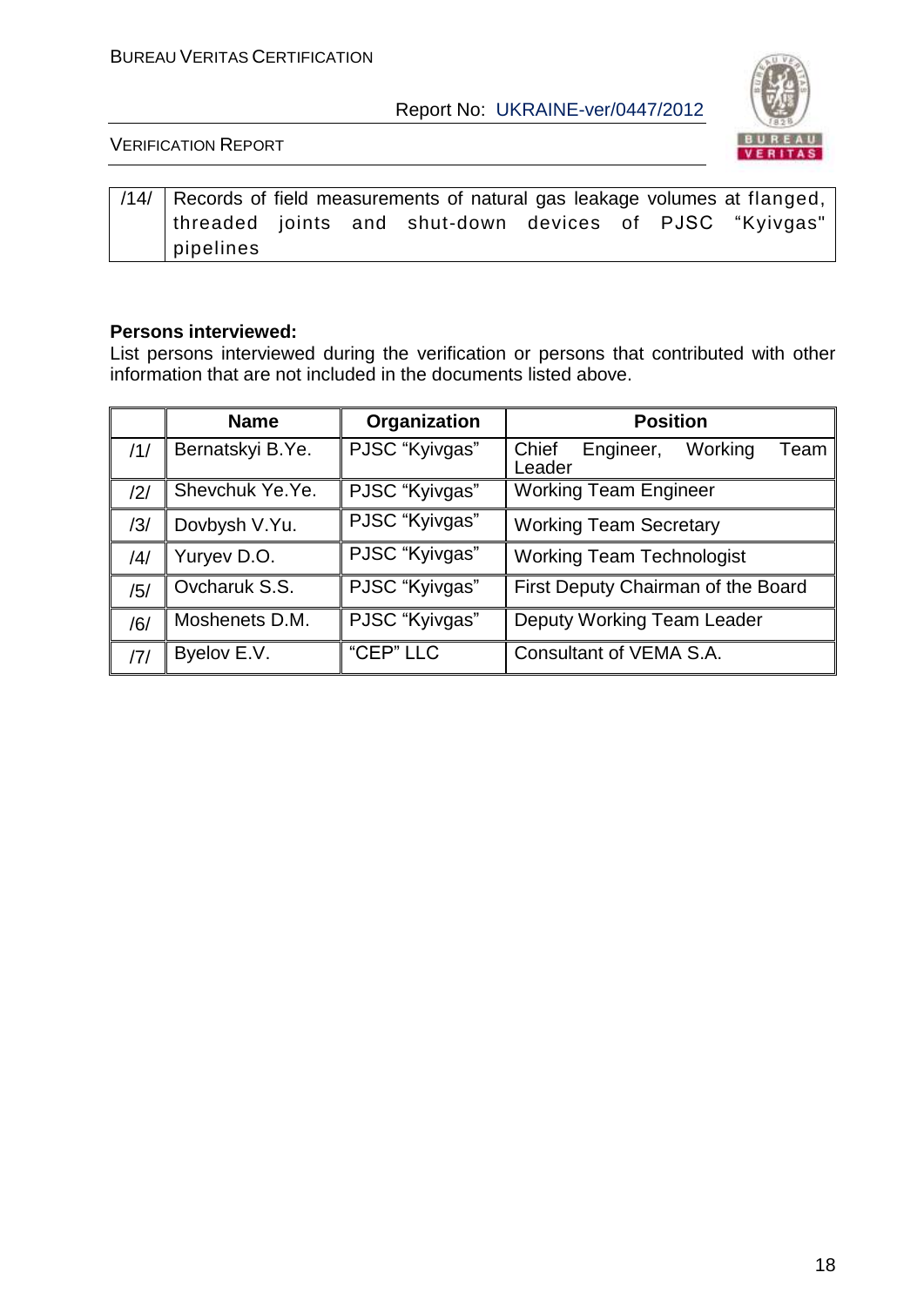| /14/ | Records of field measurements of natural gas leakage volumes at flanged, threaded joints and shut-down devices of PJSC "Kyivgas" pipelines |
|---|---|

**Persons interviewed:**

List persons interviewed during the verification or persons that contributed with other information that are not included in the documents listed above.

| | Name | Organization | Position |
|---|---|---|---|
| /1/ | Bernatskyi B.Ye. | PJSC "Kyivgas" | Chief Engineer, Working Team Leader |
| /2/ | Shevchuk Ye.Ye. | PJSC "Kyivgas" | Working Team Engineer |
| /3/ | Dovbysh V.Yu. | PJSC "Kyivgas" | Working Team Secretary |
| /4/ | Yuryev D.O. | PJSC "Kyivgas" | Working Team Technologist |
| /5/ | Ovcharuk S.S. | PJSC "Kyivgas" | First Deputy Chairman of the Board |
| /6/ | Moshenets D.M. | PJSC "Kyivgas" | Deputy Working Team Leader |
| /7/ | Byelov E.V. | "CEP" LLC | Consultant of VEMA S.A. |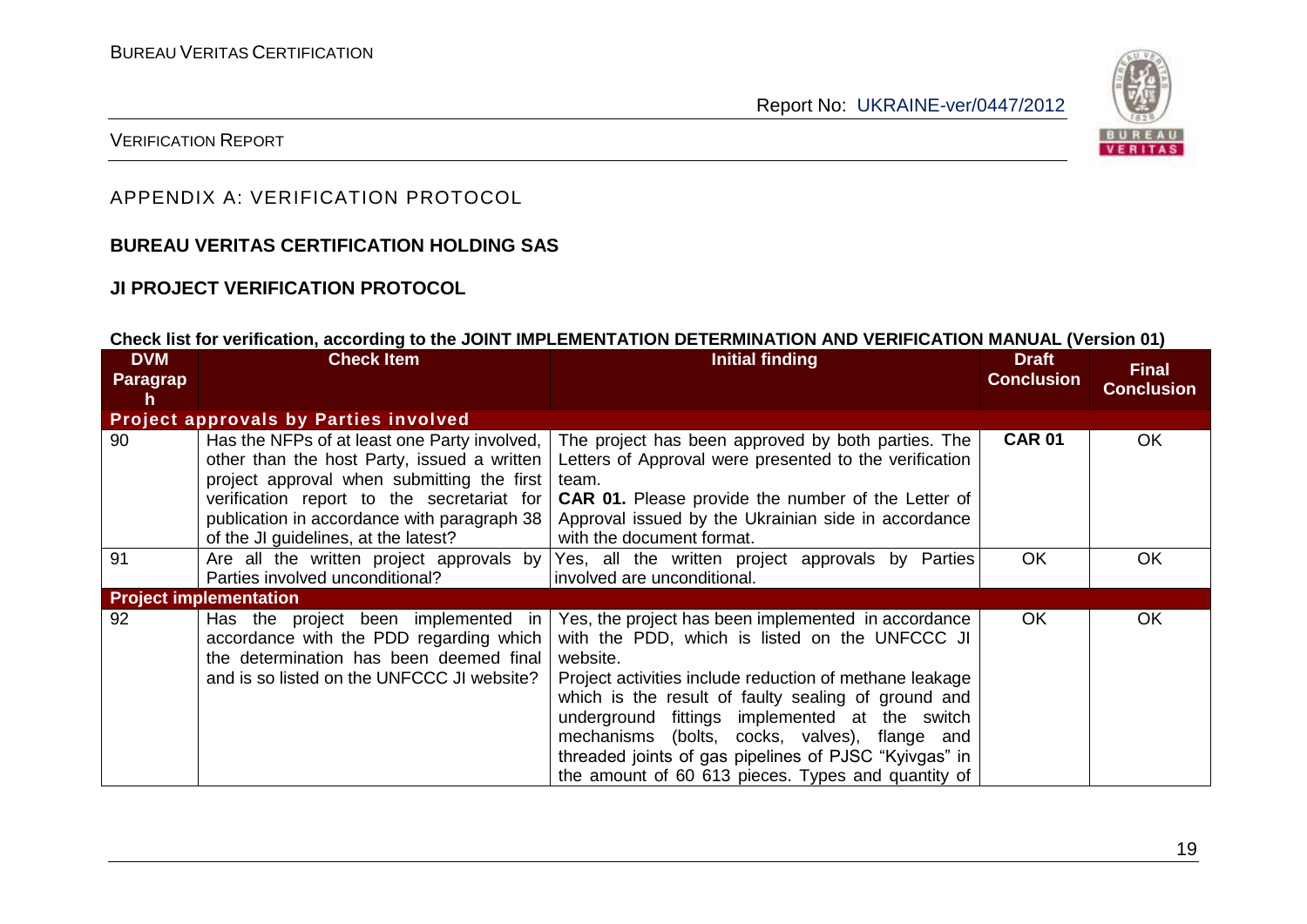## APPENDIX A: VERIFICATION PROTOCOL

### BUREAU VERITAS CERTIFICATION HOLDING SAS

### JI PROJECT VERIFICATION PROTOCOL

**Check list for verification, according to the JOINT IMPLEMENTATION DETERMINATION AND VERIFICATION MANUAL (Version 01)**

| DVM Paragraph | Check Item | Initial finding | Draft Conclusion | Final Conclusion |
|---|---|---|---|---|
| **Project approvals by Parties involved** | | | | |
| 90 | Has the NFPs of at least one Party involved, other than the host Party, issued a written project approval when submitting the first verification report to the secretariat for publication in accordance with paragraph 38 of the JI guidelines, at the latest? | The project has been approved by both parties. The Letters of Approval were presented to the verification team.<br>**CAR 01.** Please provide the number of the Letter of Approval issued by the Ukrainian side in accordance with the document format. | **CAR 01** | OK |
| 91 | Are all the written project approvals by Parties involved unconditional? | Yes, all the written project approvals by Parties involved are unconditional. | OK | OK |
| **Project implementation** | | | | |
| 92 | Has the project been implemented in accordance with the PDD regarding which the determination has been deemed final and is so listed on the UNFCCC JI website? | Yes, the project has been implemented in accordance with the PDD, which is listed on the UNFCCC JI website.<br>Project activities include reduction of methane leakage which is the result of faulty sealing of ground and underground fittings implemented at the switch mechanisms (bolts, cocks, valves), flange and threaded joints of gas pipelines of PJSC "Kyivgas" in the amount of 60 613 pieces. Types and quantity of | OK | OK |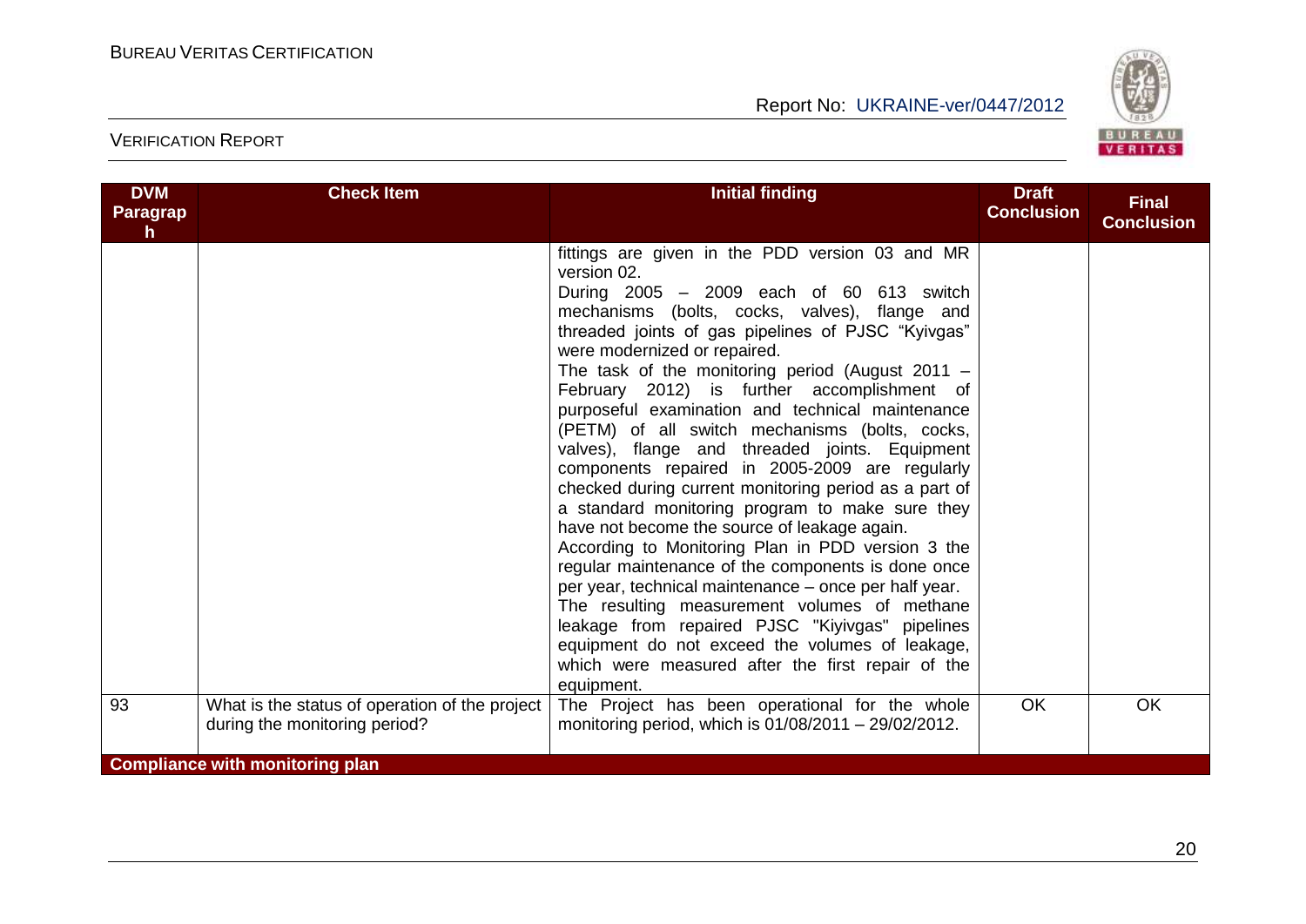| DVM Paragraph | Check Item | Initial finding | Draft Conclusion | Final Conclusion |
|---|---|---|---|---|
| | | fittings are given in the PDD version 03 and MR version 02.<br>During 2005 – 2009 each of 60 613 switch mechanisms (bolts, cocks, valves), flange and threaded joints of gas pipelines of PJSC "Kyivgas" were modernized or repaired.<br>The task of the monitoring period (August 2011 – February 2012) is further accomplishment of purposeful examination and technical maintenance (PETM) of all switch mechanisms (bolts, cocks, valves), flange and threaded joints. Equipment components repaired in 2005-2009 are regularly checked during current monitoring period as a part of a standard monitoring program to make sure they have not become the source of leakage again.<br>According to Monitoring Plan in PDD version 3 the regular maintenance of the components is done once per year, technical maintenance – once per half year.<br>The resulting measurement volumes of methane leakage from repaired PJSC "Kiyivgas" pipelines equipment do not exceed the volumes of leakage, which were measured after the first repair of the equipment. | | |
| 93 | What is the status of operation of the project during the monitoring period? | The Project has been operational for the whole monitoring period, which is 01/08/2011 – 29/02/2012. | OK | OK |
| **Compliance with monitoring plan** | | | | |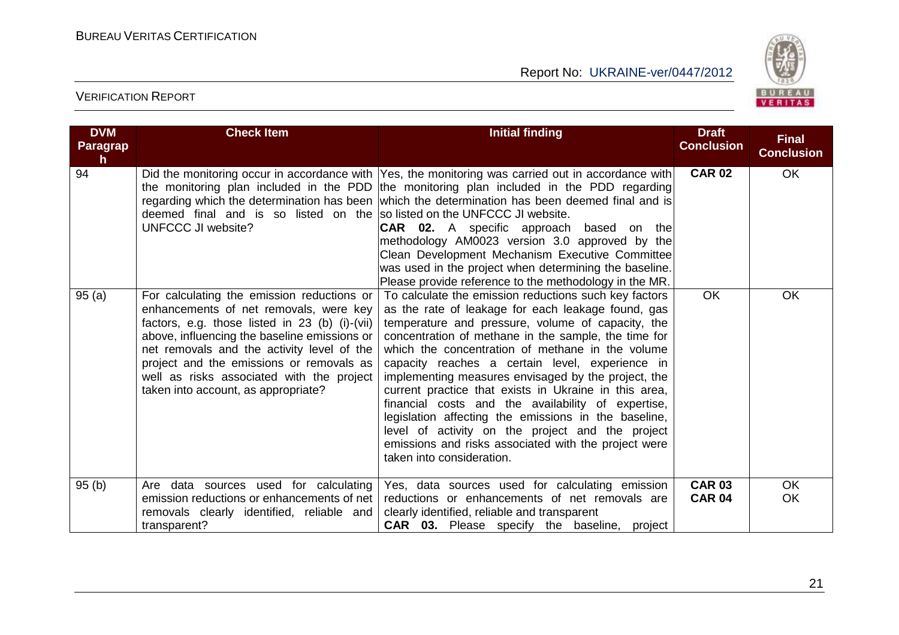| DVM Paragraph | Check Item | Initial finding | Draft Conclusion | Final Conclusion |
|---|---|---|---|---|
| 94 | Did the monitoring occur in accordance with the monitoring plan included in the PDD regarding which the determination has been deemed final and is so listed on the UNFCCC JI website? | Yes, the monitoring was carried out in accordance with the monitoring plan included in the PDD regarding which the determination has been deemed final and is so listed on the UNFCCC JI website.<br>**CAR 02.** A specific approach based on the methodology AM0023 version 3.0 approved by the Clean Development Mechanism Executive Committee was used in the project when determining the baseline. Please provide reference to the methodology in the MR. | **CAR 02** | OK |
| 95 (a) | For calculating the emission reductions or enhancements of net removals, were key factors, e.g. those listed in 23 (b) (i)-(vii) above, influencing the baseline emissions or net removals and the activity level of the project and the emissions or removals as well as risks associated with the project taken into account, as appropriate? | To calculate the emission reductions such key factors as the rate of leakage for each leakage found, gas temperature and pressure, volume of capacity, the concentration of methane in the sample, the time for which the concentration of methane in the volume capacity reaches a certain level, experience in implementing measures envisaged by the project, the current practice that exists in Ukraine in this area, financial costs and the availability of expertise, legislation affecting the emissions in the baseline, level of activity on the project and the project emissions and risks associated with the project were taken into consideration. | OK | OK |
| 95 (b) | Are data sources used for calculating emission reductions or enhancements of net removals clearly identified, reliable and transparent? | Yes, data sources used for calculating emission reductions or enhancements of net removals are clearly identified, reliable and transparent<br>**CAR 03.** Please specify the baseline, project | **CAR 03**<br>**CAR 04** | OK<br>OK |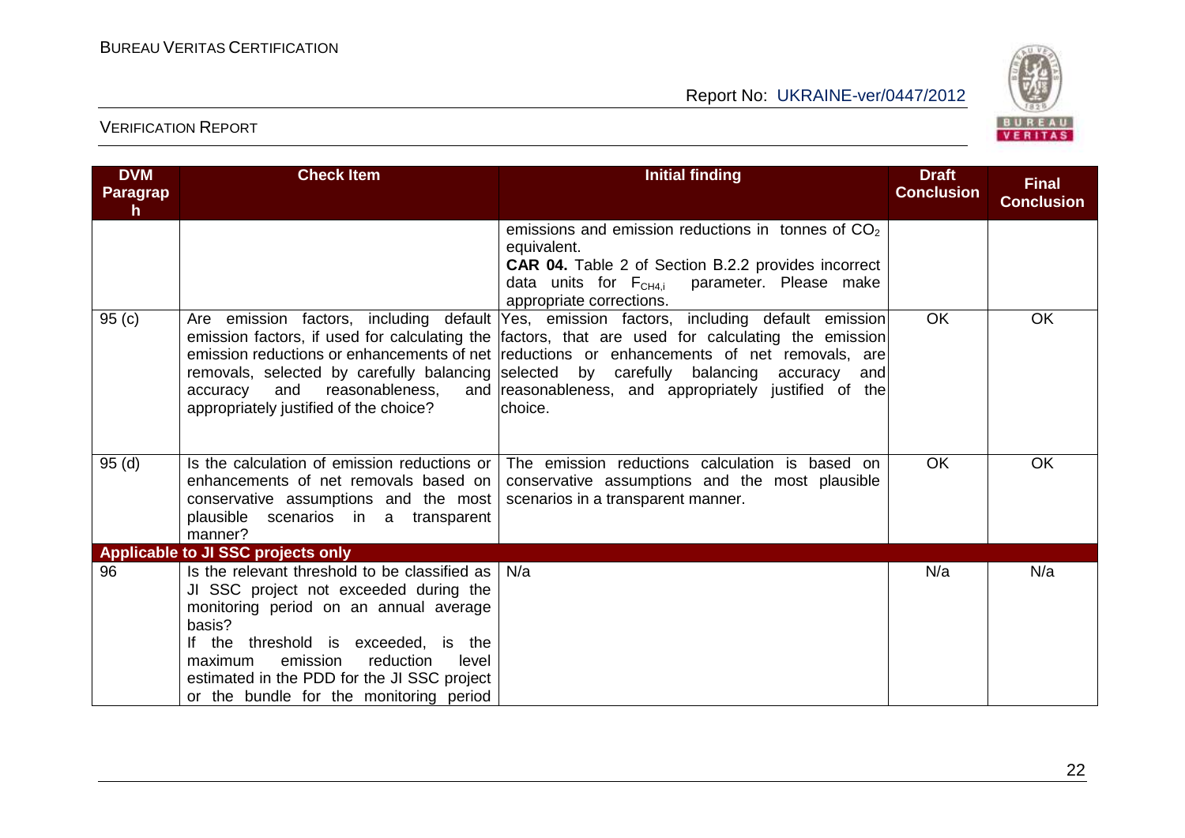| DVM Paragraph | Check Item | Initial finding | Draft Conclusion | Final Conclusion |
|---|---|---|---|---|
| | | emissions and emission reductions in tonnes of $CO_2$ equivalent.<br>**CAR 04.** Table 2 of Section B.2.2 provides incorrect data units for $F_{CH4,i}$ parameter. Please make appropriate corrections. | | |
| 95 (c) | Are emission factors, including default emission factors, if used for calculating the emission reductions or enhancements of net removals, selected by carefully balancing accuracy and reasonableness, and appropriately justified of the choice? | Yes, emission factors, including default emission factors, that are used for calculating the emission reductions or enhancements of net removals, are selected by carefully balancing accuracy and reasonableness, and appropriately justified of the choice. | OK | OK |
| 95 (d) | Is the calculation of emission reductions or enhancements of net removals based on conservative assumptions and the most plausible scenarios in a transparent manner? | The emission reductions calculation is based on conservative assumptions and the most plausible scenarios in a transparent manner. | OK | OK |
| **Applicable to JI SSC projects only** | | | | |
| 96 | Is the relevant threshold to be classified as JI SSC project not exceeded during the monitoring period on an annual average basis?<br>If the threshold is exceeded, is the maximum emission reduction level estimated in the PDD for the JI SSC project or the bundle for the monitoring period | N/a | N/a | N/a |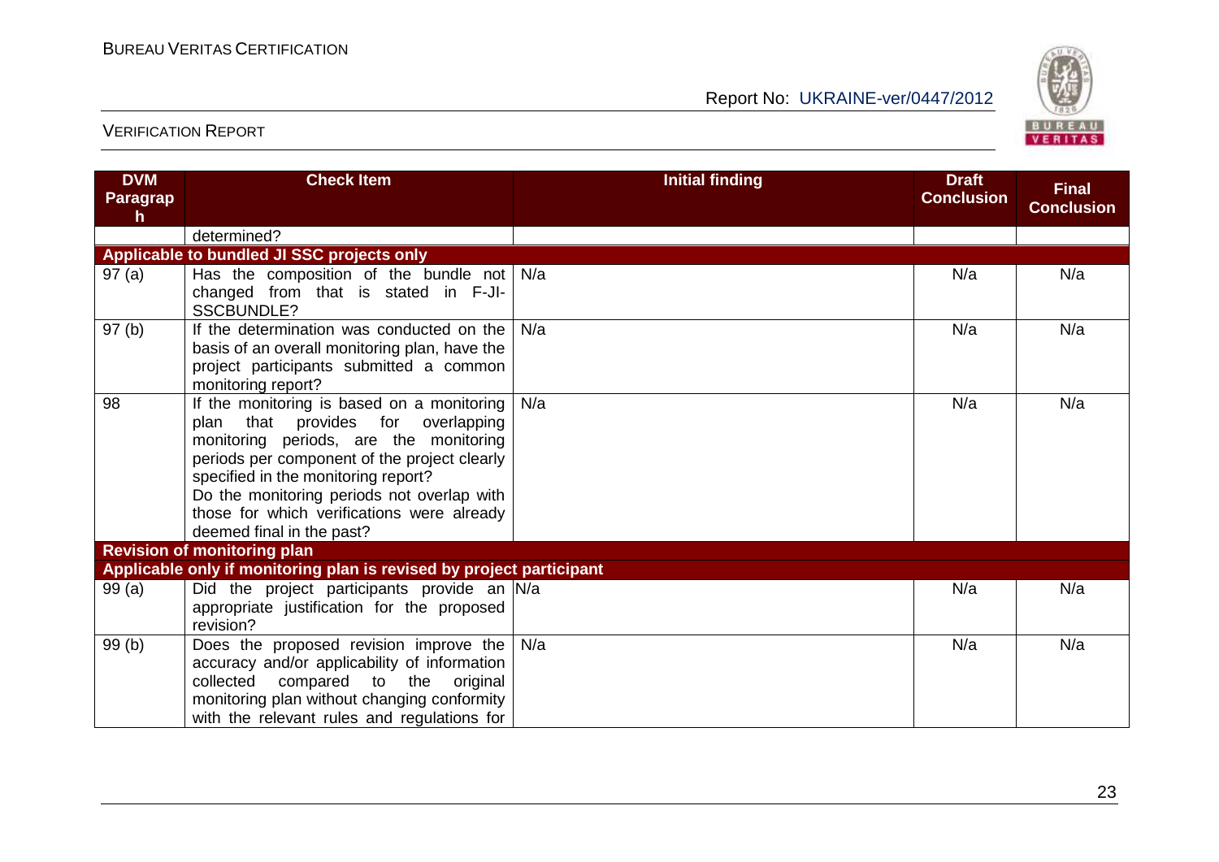| DVM Paragraph | Check Item | Initial finding | Draft Conclusion | Final Conclusion |
|---|---|---|---|---|
| | determined? | | | |
| **Applicable to bundled JI SSC projects only** | | | | |
| 97 (a) | Has the composition of the bundle not changed from that is stated in F-JI-SSCBUNDLE? | N/a | N/a | N/a |
| 97 (b) | If the determination was conducted on the basis of an overall monitoring plan, have the project participants submitted a common monitoring report? | N/a | N/a | N/a |
| 98 | If the monitoring is based on a monitoring plan that provides for overlapping monitoring periods, are the monitoring periods per component of the project clearly specified in the monitoring report? Do the monitoring periods not overlap with those for which verifications were already deemed final in the past? | N/a | N/a | N/a |
| **Revision of monitoring plan** | | | | |
| **Applicable only if monitoring plan is revised by project participant** | | | | |
| 99 (a) | Did the project participants provide an appropriate justification for the proposed revision? | N/a | N/a | N/a |
| 99 (b) | Does the proposed revision improve the accuracy and/or applicability of information collected compared to the original monitoring plan without changing conformity with the relevant rules and regulations for | N/a | N/a | N/a |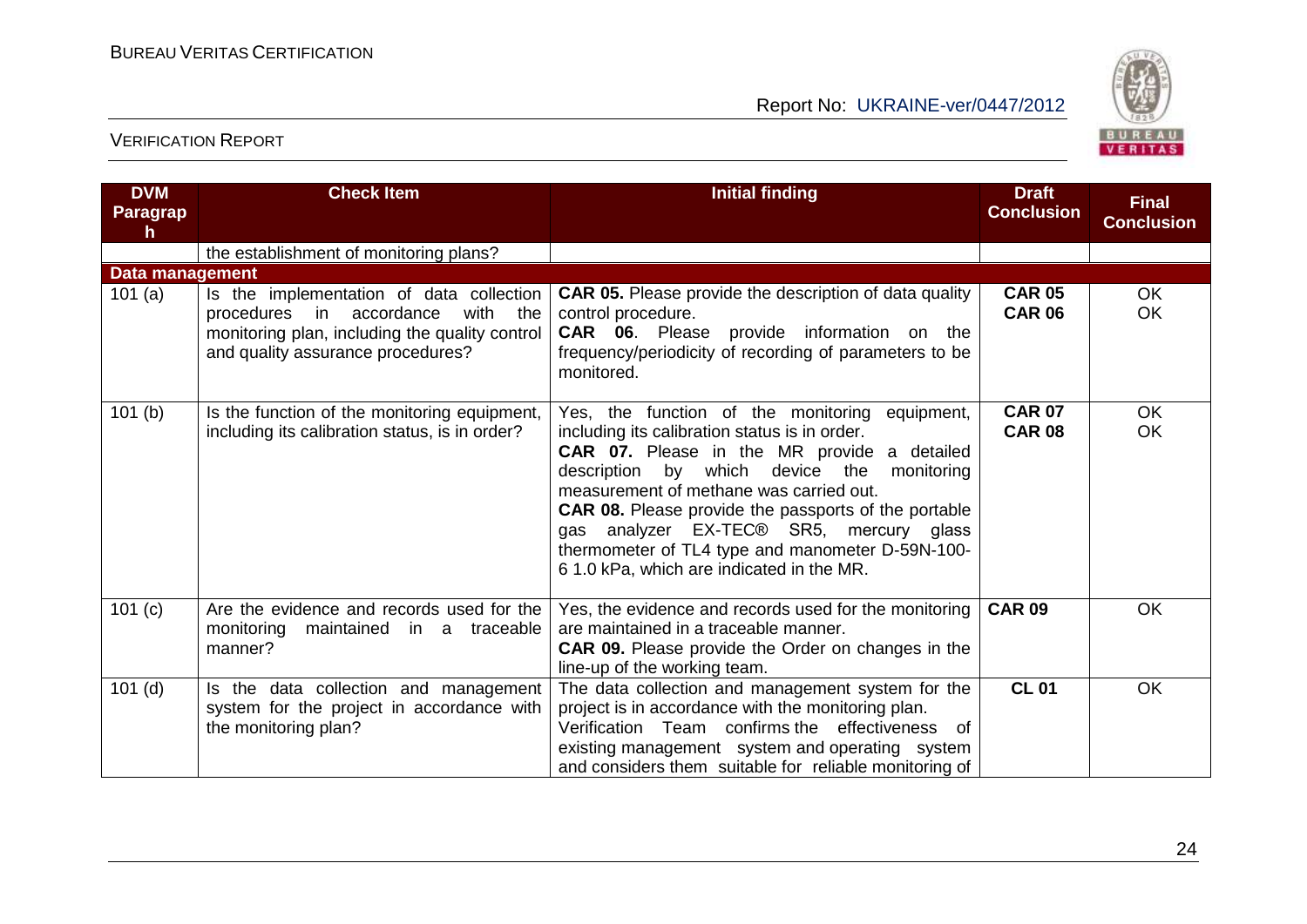| DVM Paragraph | Check Item | Initial finding | Draft Conclusion | Final Conclusion |
|---|---|---|---|---|
| | the establishment of monitoring plans? | | | |
| **Data management** | | | | |
| 101 (a) | Is the implementation of data collection procedures in accordance with the monitoring plan, including the quality control and quality assurance procedures? | **CAR 05.** Please provide the description of data quality control procedure.<br>**CAR 06**. Please provide information on the frequency/periodicity of recording of parameters to be monitored. | **CAR 05**<br>**CAR 06** | OK<br>OK |
| 101 (b) | Is the function of the monitoring equipment, including its calibration status, is in order? | Yes, the function of the monitoring equipment, including its calibration status is in order.<br>**CAR 07.** Please in the MR provide a detailed description by which device the monitoring measurement of methane was carried out.<br>**CAR 08.** Please provide the passports of the portable gas analyzer EX-TEC® SR5, mercury glass thermometer of TL4 type and manometer D-59N-100-6 1.0 kPa, which are indicated in the MR. | **CAR 07**<br>**CAR 08** | OK<br>OK |
| 101 (c) | Are the evidence and records used for the monitoring maintained in a traceable manner? | Yes, the evidence and records used for the monitoring are maintained in a traceable manner.<br>**CAR 09.** Please provide the Order on changes in the line-up of the working team. | **CAR 09** | OK |
| 101 (d) | Is the data collection and management system for the project in accordance with the monitoring plan? | The data collection and management system for the project is in accordance with the monitoring plan.<br>Verification Team confirms the effectiveness of existing management system and operating system and considers them suitable for reliable monitoring of | **CL 01** | OK |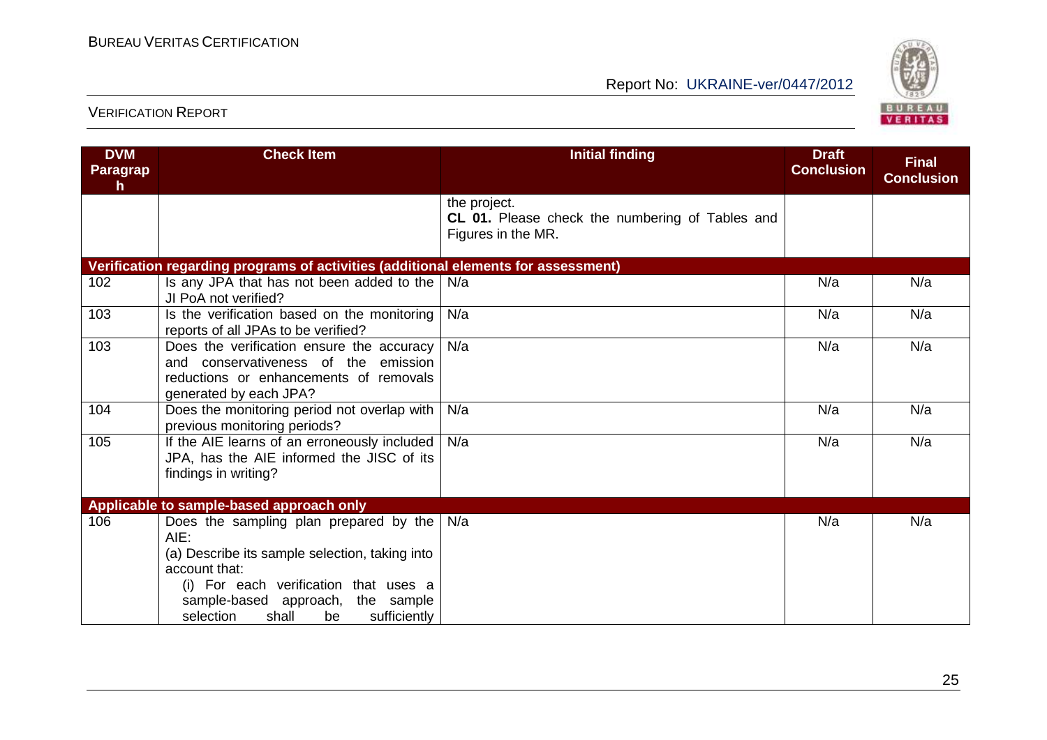| DVM Paragraph | Check Item | Initial finding | Draft Conclusion | Final Conclusion |
|---|---|---|---|---|
| | | the project.<br>**CL 01.** Please check the numbering of Tables and Figures in the MR. | | |
| **Verification regarding programs of activities (additional elements for assessment)** | | | | |
| 102 | Is any JPA that has not been added to the JI PoA not verified? | N/a | N/a | N/a |
| 103 | Is the verification based on the monitoring reports of all JPAs to be verified? | N/a | N/a | N/a |
| 103 | Does the verification ensure the accuracy and conservativeness of the emission reductions or enhancements of removals generated by each JPA? | N/a | N/a | N/a |
| 104 | Does the monitoring period not overlap with previous monitoring periods? | N/a | N/a | N/a |
| 105 | If the AIE learns of an erroneously included JPA, has the AIE informed the JISC of its findings in writing? | N/a | N/a | N/a |
| **Applicable to sample-based approach only** | | | | |
| 106 | Does the sampling plan prepared by the AIE:<br>(a) Describe its sample selection, taking into account that:<br>(i) For each verification that uses a sample-based approach, the sample selection shall be sufficiently | N/a | N/a | N/a |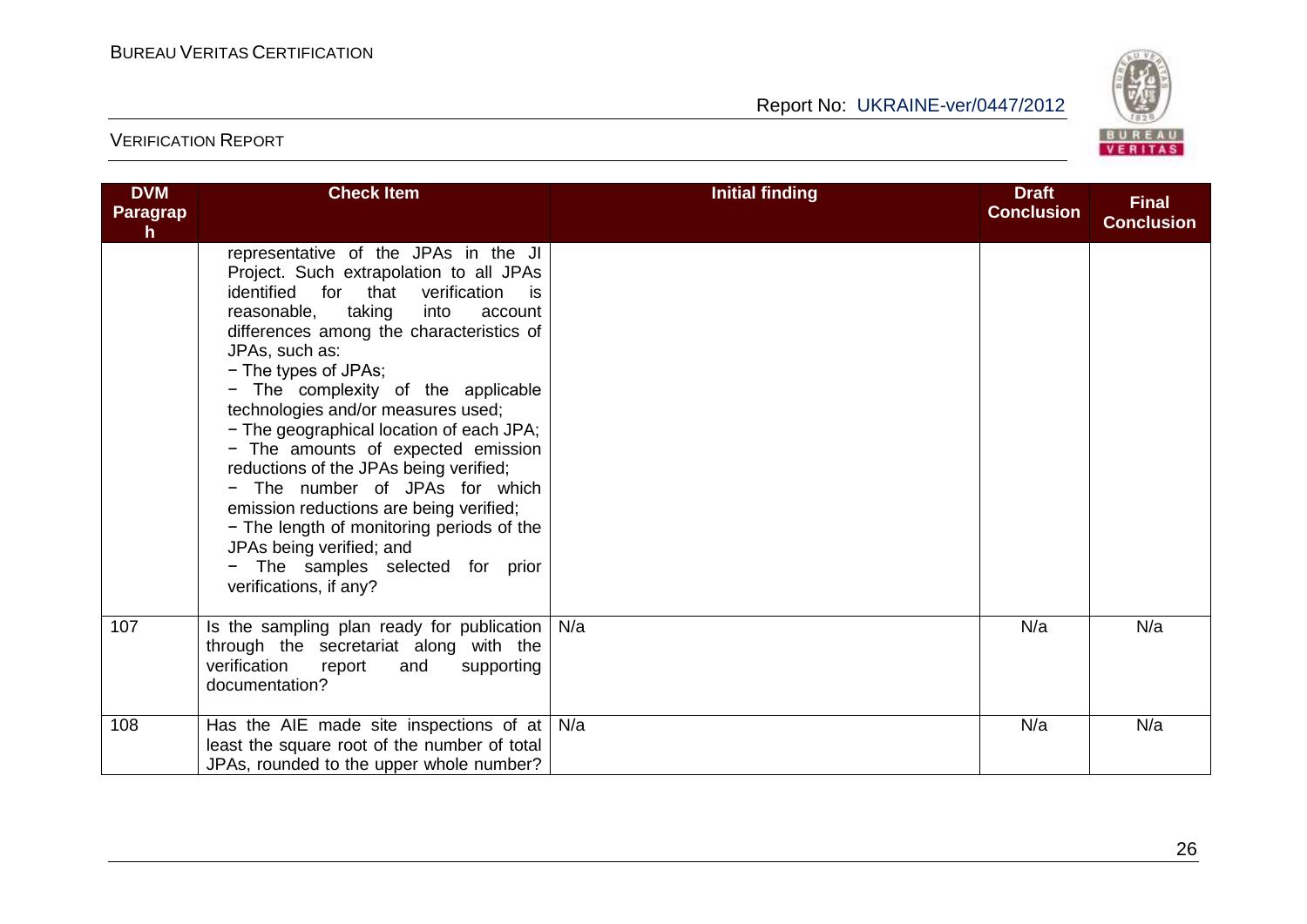| DVM Paragraph | Check Item | Initial finding | Draft Conclusion | Final Conclusion |
|---|---|---|---|---|
| | representative of the JPAs in the JI Project. Such extrapolation to all JPAs identified for that verification is reasonable, taking into account differences among the characteristics of JPAs, such as:<br>− The types of JPAs;<br>− The complexity of the applicable technologies and/or measures used;<br>− The geographical location of each JPA;<br>− The amounts of expected emission reductions of the JPAs being verified;<br>− The number of JPAs for which emission reductions are being verified;<br>− The length of monitoring periods of the JPAs being verified; and<br>− The samples selected for prior verifications, if any? | | | |
| 107 | Is the sampling plan ready for publication through the secretariat along with the verification report and supporting documentation? | N/a | N/a | N/a |
| 108 | Has the AIE made site inspections of at least the square root of the number of total JPAs, rounded to the upper whole number? | N/a | N/a | N/a |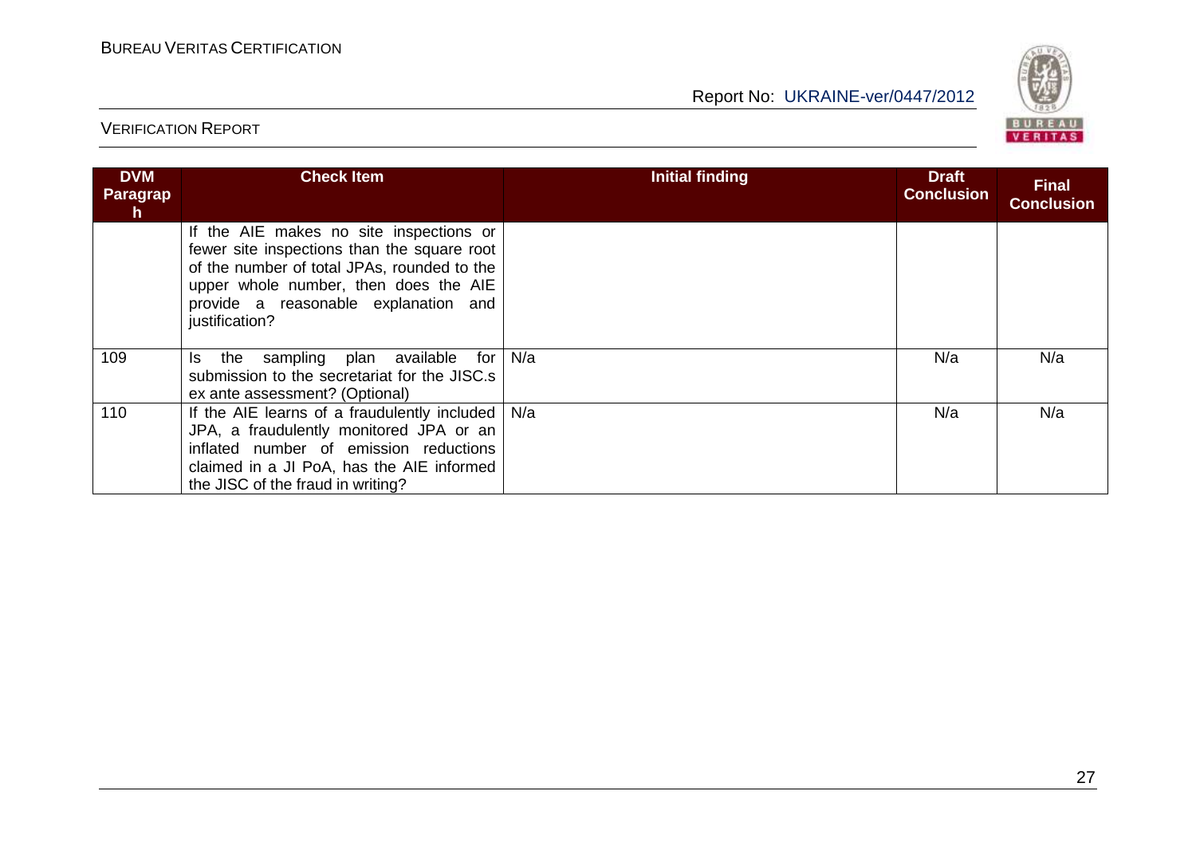| DVM Paragraph | Check Item | Initial finding | Draft Conclusion | Final Conclusion |
|---|---|---|---|---|
| | If the AIE makes no site inspections or fewer site inspections than the square root of the number of total JPAs, rounded to the upper whole number, then does the AIE provide a reasonable explanation and justification? | | | |
| 109 | Is the sampling plan available for submission to the secretariat for the JISC.s ex ante assessment? (Optional) | N/a | N/a | N/a |
| 110 | If the AIE learns of a fraudulently included JPA, a fraudulently monitored JPA or an inflated number of emission reductions claimed in a JI PoA, has the AIE informed the JISC of the fraud in writing? | N/a | N/a | N/a |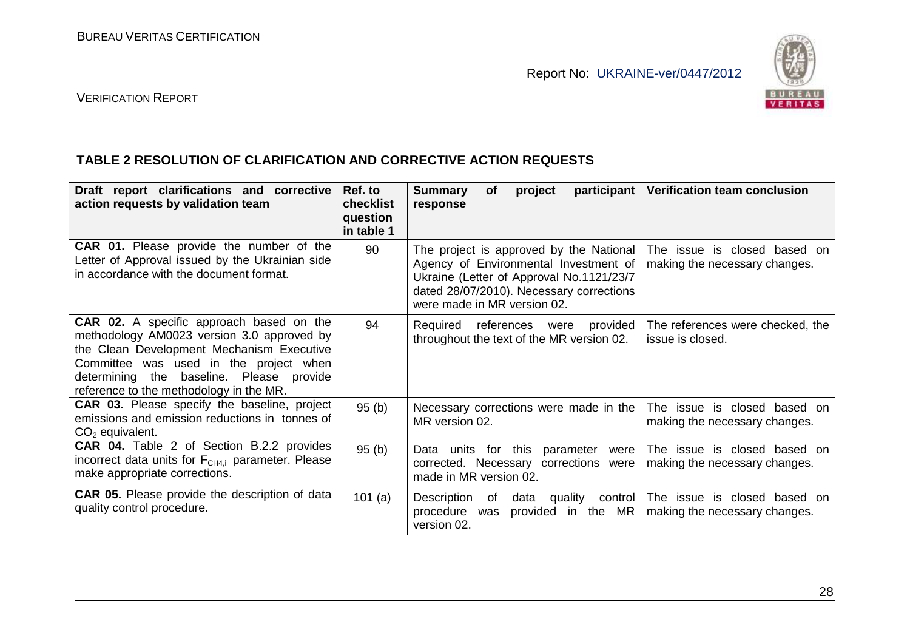**TABLE 2 RESOLUTION OF CLARIFICATION AND CORRECTIVE ACTION REQUESTS**

| Draft report clarifications and corrective action requests by validation team | Ref. to checklist question in table 1 | Summary of project participant response | Verification team conclusion |
|---|---|---|---|
| **CAR 01.** Please provide the number of the Letter of Approval issued by the Ukrainian side in accordance with the document format. | 90 | The project is approved by the National Agency of Environmental Investment of Ukraine (Letter of Approval No.1121/23/7 dated 28/07/2010). Necessary corrections were made in MR version 02. | The issue is closed based on making the necessary changes. |
| **CAR 02.** A specific approach based on the methodology AM0023 version 3.0 approved by the Clean Development Mechanism Executive Committee was used in the project when determining the baseline. Please provide reference to the methodology in the MR. | 94 | Required references were provided throughout the text of the MR version 02. | The references were checked, the issue is closed. |
| **CAR 03.** Please specify the baseline, project emissions and emission reductions in tonnes of $CO_2$ equivalent. | 95 (b) | Necessary corrections were made in the MR version 02. | The issue is closed based on making the necessary changes. |
| **CAR 04.** Table 2 of Section B.2.2 provides incorrect data units for $F_{CH4,i}$ parameter. Please make appropriate corrections. | 95 (b) | Data units for this parameter were corrected. Necessary corrections were made in MR version 02. | The issue is closed based on making the necessary changes. |
| **CAR 05.** Please provide the description of data quality control procedure. | 101 (a) | Description of data quality control procedure was provided in the MR version 02. | The issue is closed based on making the necessary changes. |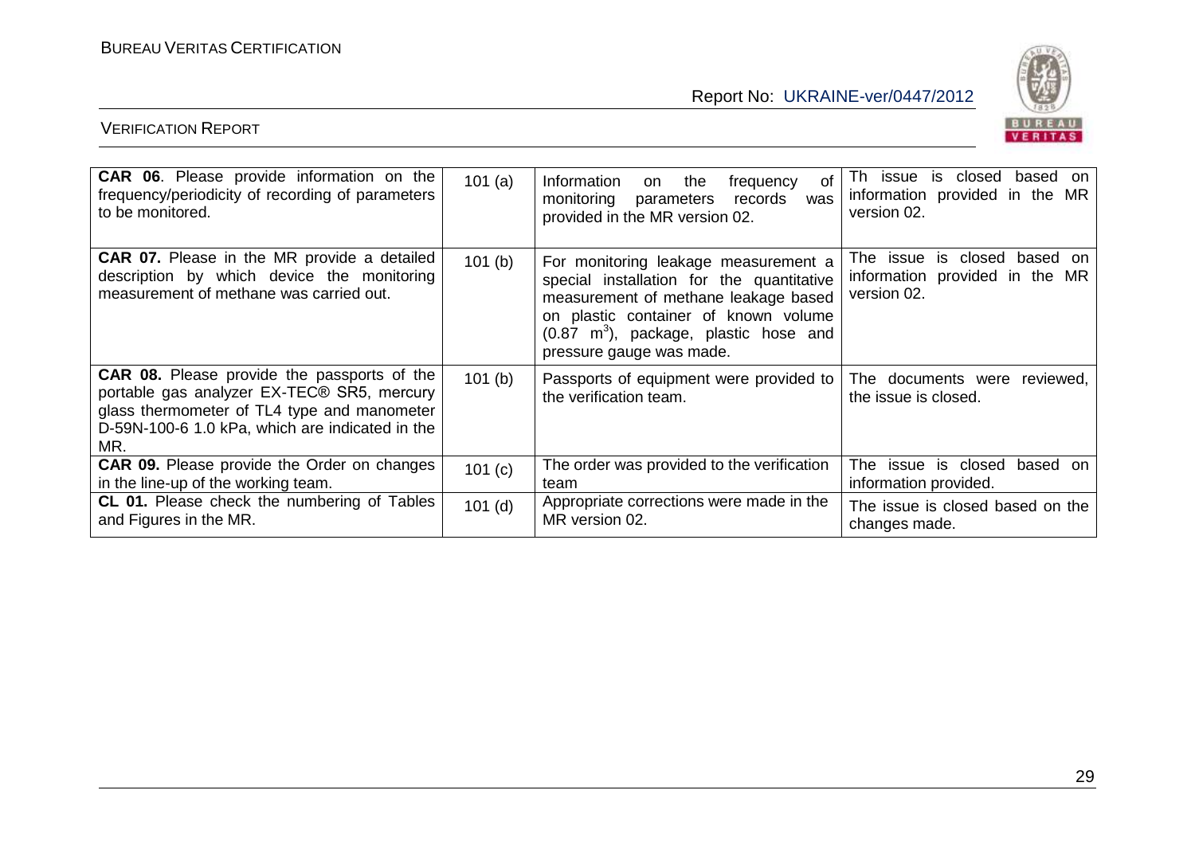| | | | |
|---|---|---|---|
| **CAR 06**. Please provide information on the frequency/periodicity of recording of parameters to be monitored. | 101 (a) | Information on the frequency of monitoring parameters records was provided in the MR version 02. | Th issue is closed based on information provided in the MR version 02. |
| **CAR 07.** Please in the MR provide a detailed description by which device the monitoring measurement of methane was carried out. | 101 (b) | For monitoring leakage measurement a special installation for the quantitative measurement of methane leakage based on plastic container of known volume (0.87 $m^3$), package, plastic hose and pressure gauge was made. | The issue is closed based on information provided in the MR version 02. |
| **CAR 08.** Please provide the passports of the portable gas analyzer EX-TEC® SR5, mercury glass thermometer of TL4 type and manometer D-59N-100-6 1.0 kPa, which are indicated in the MR. | 101 (b) | Passports of equipment were provided to the verification team. | The documents were reviewed, the issue is closed. |
| **CAR 09.** Please provide the Order on changes in the line-up of the working team. | 101 (c) | The order was provided to the verification team | The issue is closed based on information provided. |
| **CL 01.** Please check the numbering of Tables and Figures in the MR. | 101 (d) | Appropriate corrections were made in the MR version 02. | The issue is closed based on the changes made. |